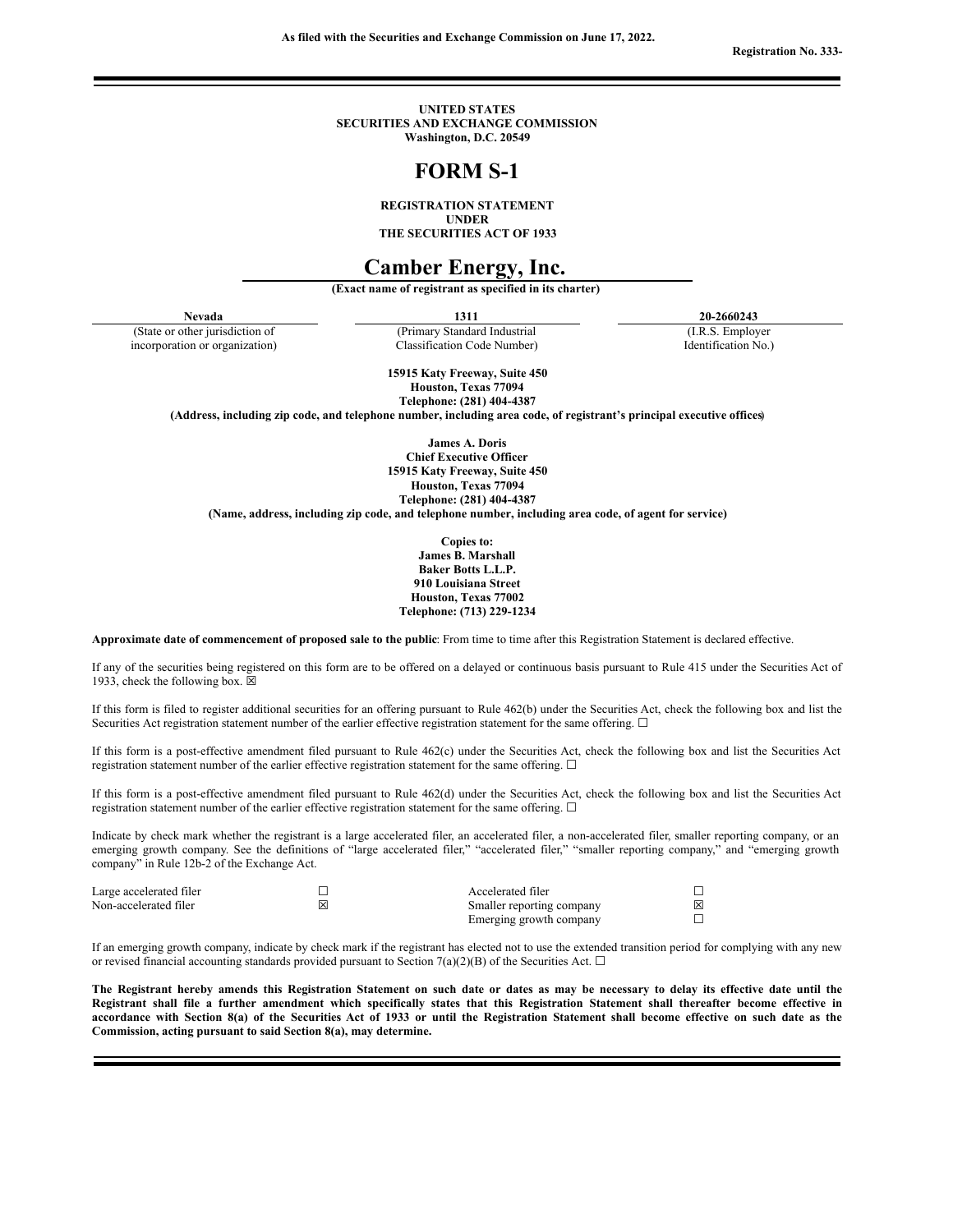As filed with the Securities and Exchange Commission on June 17, 2022.

Registration No. 333-

**UNITED STATES**
**SECURITIES AND EXCHANGE COMMISSION**
**Washington, D.C. 20549**

# FORM S-1

**REGISTRATION STATEMENT**
**UNDER**
**THE SECURITIES ACT OF 1933**

# Camber Energy, Inc.

**(Exact name of registrant as specified in its charter)**

| **Nevada** | **1311** | **20-2660243** |
|---|---|---|
| (State or other jurisdiction of incorporation or organization) | (Primary Standard Industrial Classification Code Number) | (I.R.S. Employer Identification No.) |

**15915 Katy Freeway, Suite 450**
**Houston, Texas 77094**
**Telephone: (281) 404-4387**
**(Address, including zip code, and telephone number, including area code, of registrant's principal executive offices)**

**James A. Doris**
**Chief Executive Officer**
**15915 Katy Freeway, Suite 450**
**Houston, Texas 77094**
**Telephone: (281) 404-4387**
**(Name, address, including zip code, and telephone number, including area code, of agent for service)**

**Copies to:**
**James B. Marshall**
**Baker Botts L.L.P.**
**910 Louisiana Street**
**Houston, Texas 77002**
**Telephone: (713) 229-1234**

**Approximate date of commencement of proposed sale to the public**: From time to time after this Registration Statement is declared effective.

If any of the securities being registered on this form are to be offered on a delayed or continuous basis pursuant to Rule 415 under the Securities Act of 1933, check the following box. ☒

If this form is filed to register additional securities for an offering pursuant to Rule 462(b) under the Securities Act, check the following box and list the Securities Act registration statement number of the earlier effective registration statement for the same offering. ☐

If this form is a post-effective amendment filed pursuant to Rule 462(c) under the Securities Act, check the following box and list the Securities Act registration statement number of the earlier effective registration statement for the same offering. ☐

If this form is a post-effective amendment filed pursuant to Rule 462(d) under the Securities Act, check the following box and list the Securities Act registration statement number of the earlier effective registration statement for the same offering. ☐

Indicate by check mark whether the registrant is a large accelerated filer, an accelerated filer, a non-accelerated filer, smaller reporting company, or an emerging growth company. See the definitions of "large accelerated filer," "accelerated filer," "smaller reporting company," and "emerging growth company" in Rule 12b-2 of the Exchange Act.

| | | | |
|---|---|---|---|
| Large accelerated filer | ☐ | Accelerated filer | ☐ |
| Non-accelerated filer | ☒ | Smaller reporting company | ☒ |
| | | Emerging growth company | ☐ |

If an emerging growth company, indicate by check mark if the registrant has elected not to use the extended transition period for complying with any new or revised financial accounting standards provided pursuant to Section 7(a)(2)(B) of the Securities Act. ☐

**The Registrant hereby amends this Registration Statement on such date or dates as may be necessary to delay its effective date until the Registrant shall file a further amendment which specifically states that this Registration Statement shall thereafter become effective in accordance with Section 8(a) of the Securities Act of 1933 or until the Registration Statement shall become effective on such date as the Commission, acting pursuant to said Section 8(a), may determine.**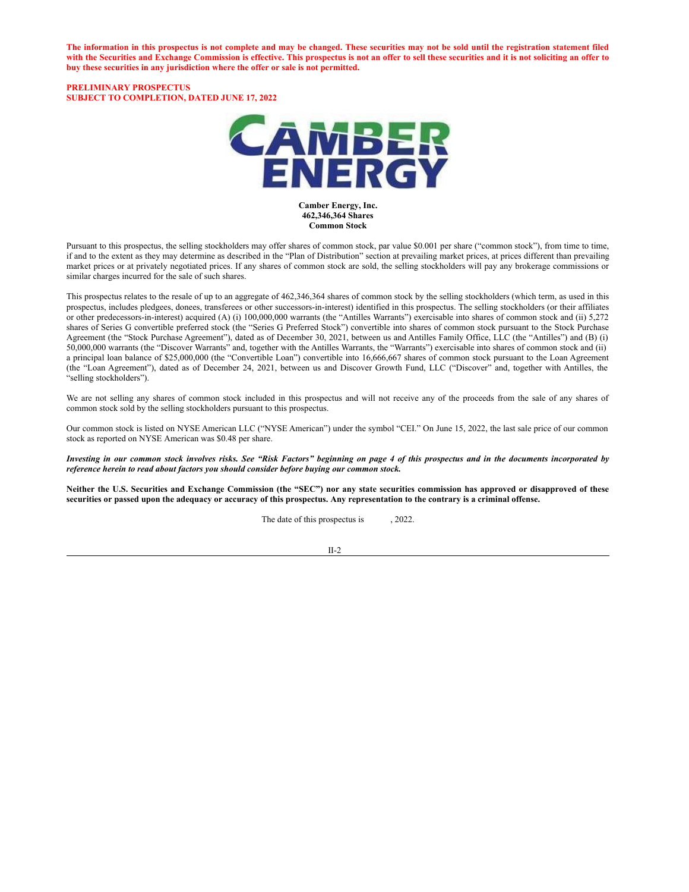**The information in this prospectus is not complete and may be changed. These securities may not be sold until the registration statement filed with the Securities and Exchange Commission is effective. This prospectus is not an offer to sell these securities and it is not soliciting an offer to buy these securities in any jurisdiction where the offer or sale is not permitted.**

**PRELIMINARY PROSPECTUS**
**SUBJECT TO COMPLETION, DATED JUNE 17, 2022**

**Camber Energy, Inc.**
**462,346,364 Shares**
**Common Stock**

Pursuant to this prospectus, the selling stockholders may offer shares of common stock, par value $0.001 per share ("common stock"), from time to time, if and to the extent as they may determine as described in the "Plan of Distribution" section at prevailing market prices, at prices different than prevailing market prices or at privately negotiated prices. If any shares of common stock are sold, the selling stockholders will pay any brokerage commissions or similar charges incurred for the sale of such shares.

This prospectus relates to the resale of up to an aggregate of 462,346,364 shares of common stock by the selling stockholders (which term, as used in this prospectus, includes pledgees, donees, transferees or other successors-in-interest) identified in this prospectus. The selling stockholders (or their affiliates or other predecessors-in-interest) acquired (A) (i) 100,000,000 warrants (the "Antilles Warrants") exercisable into shares of common stock and (ii) 5,272 shares of Series G convertible preferred stock (the "Series G Preferred Stock") convertible into shares of common stock pursuant to the Stock Purchase Agreement (the "Stock Purchase Agreement"), dated as of December 30, 2021, between us and Antilles Family Office, LLC (the "Antilles") and (B) (i) 50,000,000 warrants (the "Discover Warrants" and, together with the Antilles Warrants, the "Warrants") exercisable into shares of common stock and (ii) a principal loan balance of $25,000,000 (the "Convertible Loan") convertible into 16,666,667 shares of common stock pursuant to the Loan Agreement (the "Loan Agreement"), dated as of December 24, 2021, between us and Discover Growth Fund, LLC ("Discover" and, together with Antilles, the "selling stockholders").

We are not selling any shares of common stock included in this prospectus and will not receive any of the proceeds from the sale of any shares of common stock sold by the selling stockholders pursuant to this prospectus.

Our common stock is listed on NYSE American LLC ("NYSE American") under the symbol "CEI." On June 15, 2022, the last sale price of our common stock as reported on NYSE American was $0.48 per share.

***Investing in our common stock involves risks. See "Risk Factors" beginning on page 4 of this prospectus and in the documents incorporated by reference herein to read about factors you should consider before buying our common stock.***

**Neither the U.S. Securities and Exchange Commission (the "SEC") nor any state securities commission has approved or disapproved of these securities or passed upon the adequacy or accuracy of this prospectus. Any representation to the contrary is a criminal offense.**

The date of this prospectus is , 2022.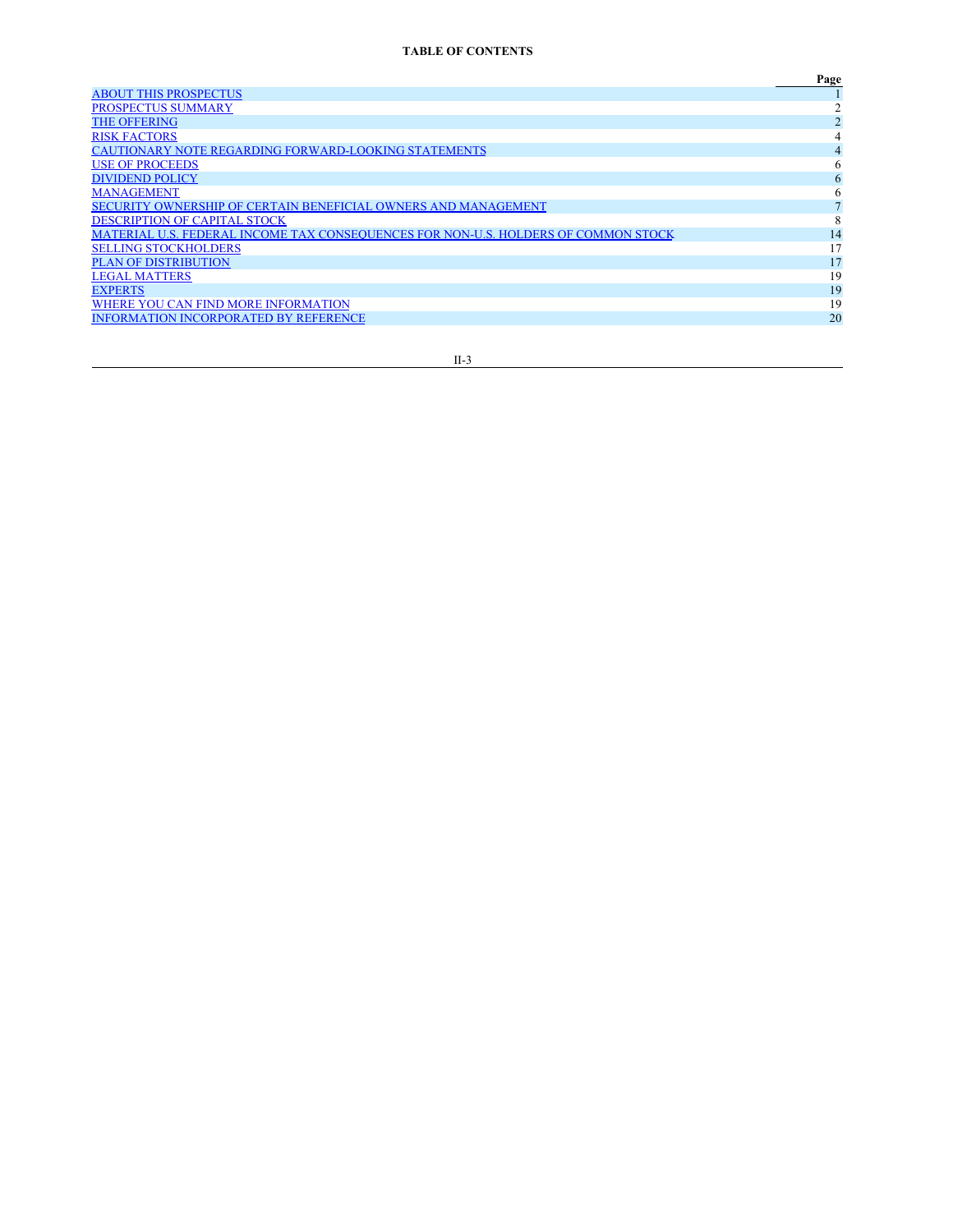**TABLE OF CONTENTS**

| | Page |
|---|---|
| ABOUT THIS PROSPECTUS | 1 |
| PROSPECTUS SUMMARY | 2 |
| THE OFFERING | 2 |
| RISK FACTORS | 4 |
| CAUTIONARY NOTE REGARDING FORWARD-LOOKING STATEMENTS | 4 |
| USE OF PROCEEDS | 6 |
| DIVIDEND POLICY | 6 |
| MANAGEMENT | 6 |
| SECURITY OWNERSHIP OF CERTAIN BENEFICIAL OWNERS AND MANAGEMENT | 7 |
| DESCRIPTION OF CAPITAL STOCK | 8 |
| MATERIAL U.S. FEDERAL INCOME TAX CONSEQUENCES FOR NON-U.S. HOLDERS OF COMMON STOCK | 14 |
| SELLING STOCKHOLDERS | 17 |
| PLAN OF DISTRIBUTION | 17 |
| LEGAL MATTERS | 19 |
| EXPERTS | 19 |
| WHERE YOU CAN FIND MORE INFORMATION | 19 |
| INFORMATION INCORPORATED BY REFERENCE | 20 |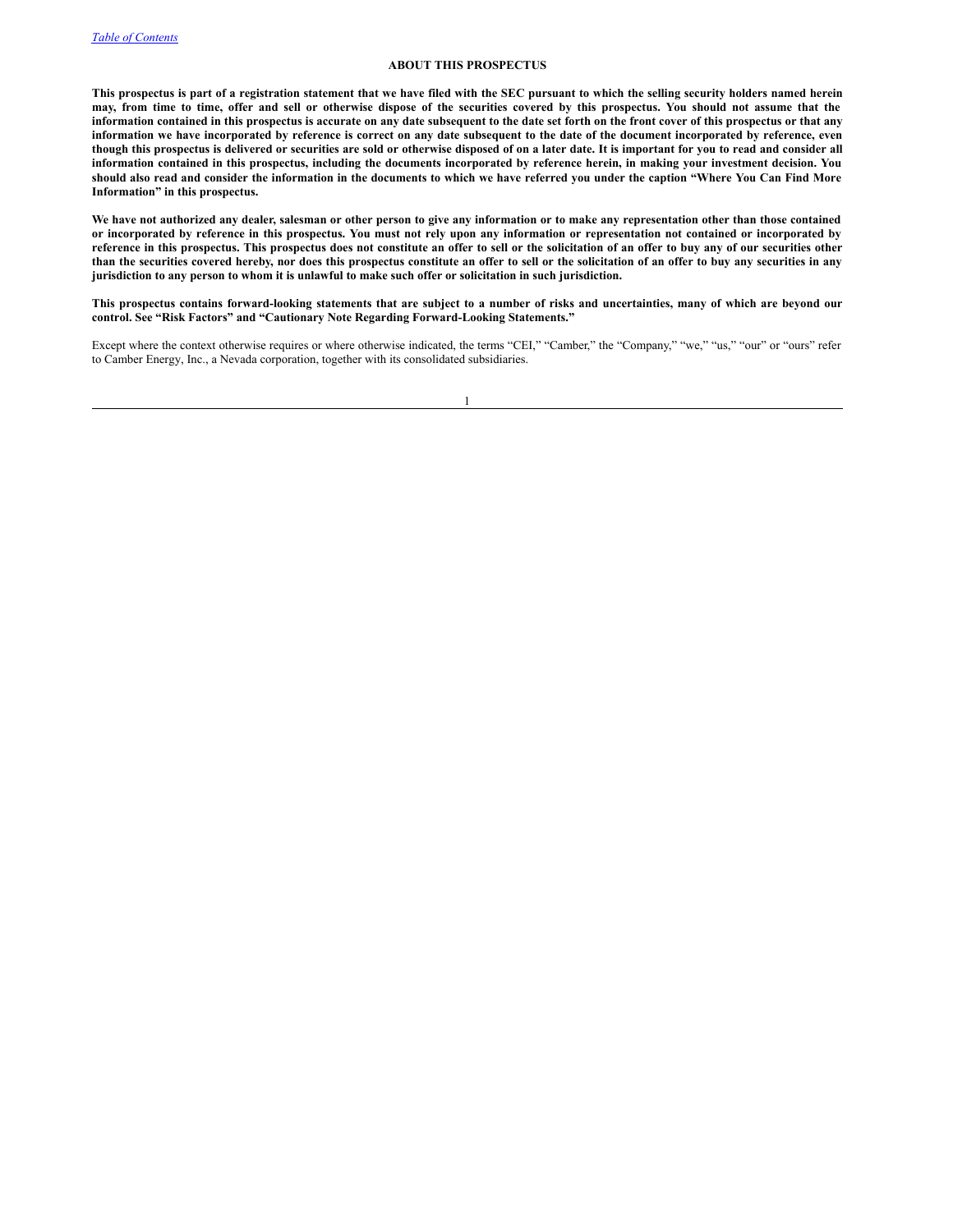## ABOUT THIS PROSPECTUS

**This prospectus is part of a registration statement that we have filed with the SEC pursuant to which the selling security holders named herein may, from time to time, offer and sell or otherwise dispose of the securities covered by this prospectus. You should not assume that the information contained in this prospectus is accurate on any date subsequent to the date set forth on the front cover of this prospectus or that any information we have incorporated by reference is correct on any date subsequent to the date of the document incorporated by reference, even though this prospectus is delivered or securities are sold or otherwise disposed of on a later date. It is important for you to read and consider all information contained in this prospectus, including the documents incorporated by reference herein, in making your investment decision. You should also read and consider the information in the documents to which we have referred you under the caption "Where You Can Find More Information" in this prospectus.**

**We have not authorized any dealer, salesman or other person to give any information or to make any representation other than those contained or incorporated by reference in this prospectus. You must not rely upon any information or representation not contained or incorporated by reference in this prospectus. This prospectus does not constitute an offer to sell or the solicitation of an offer to buy any of our securities other than the securities covered hereby, nor does this prospectus constitute an offer to sell or the solicitation of an offer to buy any securities in any jurisdiction to any person to whom it is unlawful to make such offer or solicitation in such jurisdiction.**

**This prospectus contains forward-looking statements that are subject to a number of risks and uncertainties, many of which are beyond our control. See "Risk Factors" and "Cautionary Note Regarding Forward-Looking Statements."**

Except where the context otherwise requires or where otherwise indicated, the terms "CEI," "Camber," the "Company," "we," "us," "our" or "ours" refer to Camber Energy, Inc., a Nevada corporation, together with its consolidated subsidiaries.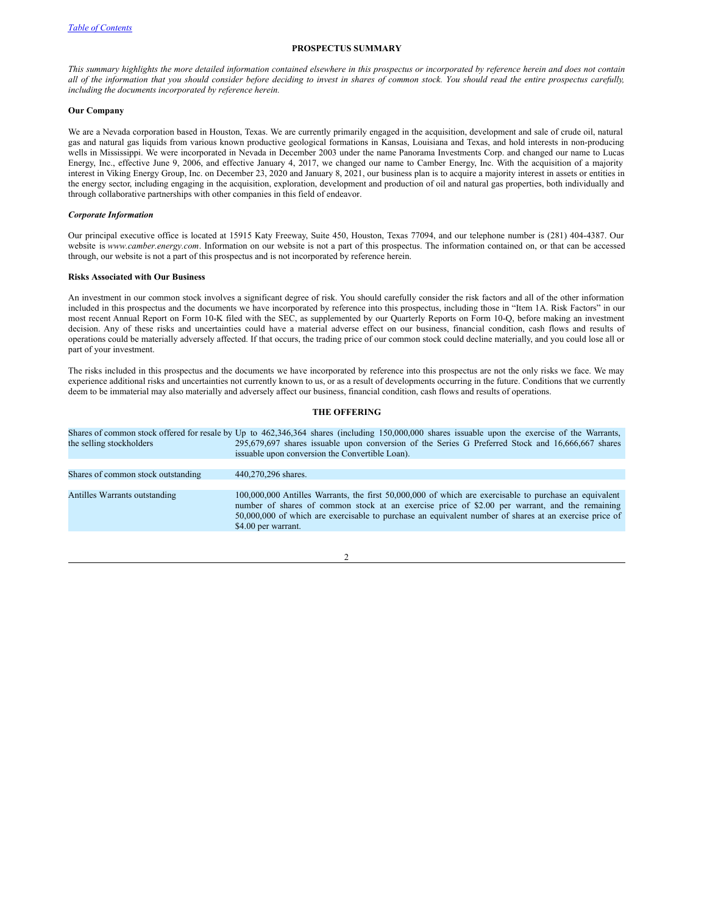[Table of Contents](#)

## PROSPECTUS SUMMARY

*This summary highlights the more detailed information contained elsewhere in this prospectus or incorporated by reference herein and does not contain all of the information that you should consider before deciding to invest in shares of common stock. You should read the entire prospectus carefully, including the documents incorporated by reference herein.*

### Our Company

We are a Nevada corporation based in Houston, Texas. We are currently primarily engaged in the acquisition, development and sale of crude oil, natural gas and natural gas liquids from various known productive geological formations in Kansas, Louisiana and Texas, and hold interests in non-producing wells in Mississippi. We were incorporated in Nevada in December 2003 under the name Panorama Investments Corp. and changed our name to Lucas Energy, Inc., effective June 9, 2006, and effective January 4, 2017, we changed our name to Camber Energy, Inc. With the acquisition of a majority interest in Viking Energy Group, Inc. on December 23, 2020 and January 8, 2021, our business plan is to acquire a majority interest in assets or entities in the energy sector, including engaging in the acquisition, exploration, development and production of oil and natural gas properties, both individually and through collaborative partnerships with other companies in this field of endeavor.

#### *Corporate Information*

Our principal executive office is located at 15915 Katy Freeway, Suite 450, Houston, Texas 77094, and our telephone number is (281) 404-4387. Our website is *www.camber.energy.com*. Information on our website is not a part of this prospectus. The information contained on, or that can be accessed through, our website is not a part of this prospectus and is not incorporated by reference herein.

### Risks Associated with Our Business

An investment in our common stock involves a significant degree of risk. You should carefully consider the risk factors and all of the other information included in this prospectus and the documents we have incorporated by reference into this prospectus, including those in "Item 1A. Risk Factors" in our most recent Annual Report on Form 10-K filed with the SEC, as supplemented by our Quarterly Reports on Form 10-Q, before making an investment decision. Any of these risks and uncertainties could have a material adverse effect on our business, financial condition, cash flows and results of operations could be materially adversely affected. If that occurs, the trading price of our common stock could decline materially, and you could lose all or part of your investment.

The risks included in this prospectus and the documents we have incorporated by reference into this prospectus are not the only risks we face. We may experience additional risks and uncertainties not currently known to us, or as a result of developments occurring in the future. Conditions that we currently deem to be immaterial may also materially and adversely affect our business, financial condition, cash flows and results of operations.

## THE OFFERING

| | |
|---|---|
| Shares of common stock offered for resale by the selling stockholders | Up to 462,346,364 shares (including 150,000,000 shares issuable upon the exercise of the Warrants, 295,679,697 shares issuable upon conversion of the Series G Preferred Stock and 16,666,667 shares issuable upon conversion the Convertible Loan). |
| Shares of common stock outstanding | 440,270,296 shares. |
| Antilles Warrants outstanding | 100,000,000 Antilles Warrants, the first 50,000,000 of which are exercisable to purchase an equivalent number of shares of common stock at an exercise price of $2.00 per warrant, and the remaining 50,000,000 of which are exercisable to purchase an equivalent number of shares at an exercise price of $4.00 per warrant. |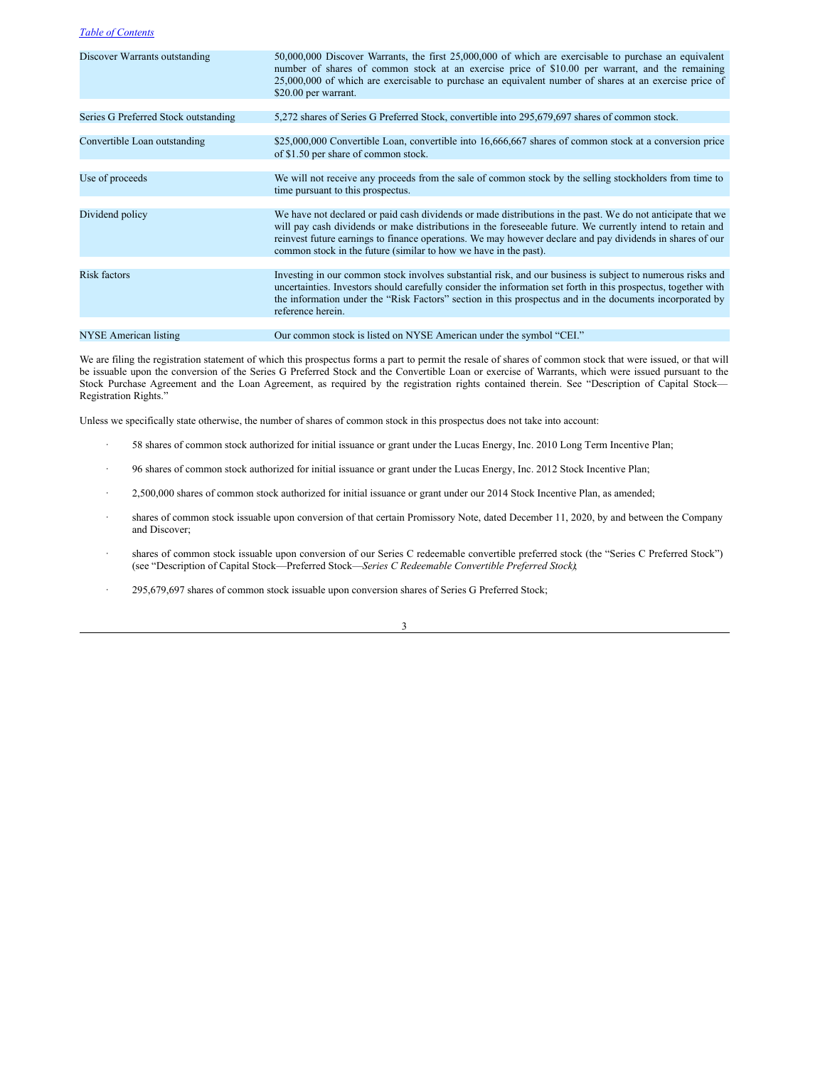| | |
|---|---|
| Discover Warrants outstanding | 50,000,000 Discover Warrants, the first 25,000,000 of which are exercisable to purchase an equivalent number of shares of common stock at an exercise price of $10.00 per warrant, and the remaining 25,000,000 of which are exercisable to purchase an equivalent number of shares at an exercise price of $20.00 per warrant. |
| Series G Preferred Stock outstanding | 5,272 shares of Series G Preferred Stock, convertible into 295,679,697 shares of common stock. |
| Convertible Loan outstanding | $25,000,000 Convertible Loan, convertible into 16,666,667 shares of common stock at a conversion price of $1.50 per share of common stock. |
| Use of proceeds | We will not receive any proceeds from the sale of common stock by the selling stockholders from time to time pursuant to this prospectus. |
| Dividend policy | We have not declared or paid cash dividends or made distributions in the past. We do not anticipate that we will pay cash dividends or make distributions in the foreseeable future. We currently intend to retain and reinvest future earnings to finance operations. We may however declare and pay dividends in shares of our common stock in the future (similar to how we have in the past). |
| Risk factors | Investing in our common stock involves substantial risk, and our business is subject to numerous risks and uncertainties. Investors should carefully consider the information set forth in this prospectus, together with the information under the "Risk Factors" section in this prospectus and in the documents incorporated by reference herein. |
| NYSE American listing | Our common stock is listed on NYSE American under the symbol "CEI." |

We are filing the registration statement of which this prospectus forms a part to permit the resale of shares of common stock that were issued, or that will be issuable upon the conversion of the Series G Preferred Stock and the Convertible Loan or exercise of Warrants, which were issued pursuant to the Stock Purchase Agreement and the Loan Agreement, as required by the registration rights contained therein. See "Description of Capital Stock—Registration Rights."

Unless we specifically state otherwise, the number of shares of common stock in this prospectus does not take into account:

- 58 shares of common stock authorized for initial issuance or grant under the Lucas Energy, Inc. 2010 Long Term Incentive Plan;
- 96 shares of common stock authorized for initial issuance or grant under the Lucas Energy, Inc. 2012 Stock Incentive Plan;
- 2,500,000 shares of common stock authorized for initial issuance or grant under our 2014 Stock Incentive Plan, as amended;
- shares of common stock issuable upon conversion of that certain Promissory Note, dated December 11, 2020, by and between the Company and Discover;
- shares of common stock issuable upon conversion of our Series C redeemable convertible preferred stock (the "Series C Preferred Stock") (see "Description of Capital Stock—Preferred Stock—*Series C Redeemable Convertible Preferred Stock*);
- 295,679,697 shares of common stock issuable upon conversion shares of Series G Preferred Stock;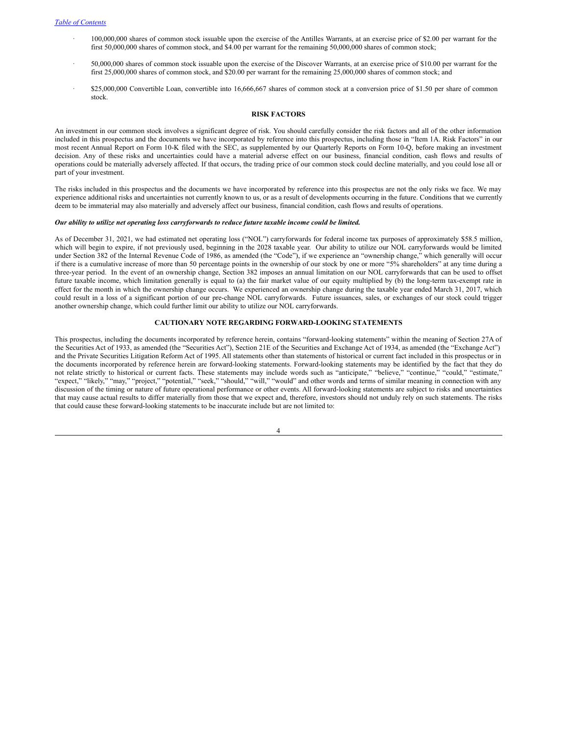- 100,000,000 shares of common stock issuable upon the exercise of the Antilles Warrants, at an exercise price of $2.00 per warrant for the first 50,000,000 shares of common stock, and $4.00 per warrant for the remaining 50,000,000 shares of common stock;
- 50,000,000 shares of common stock issuable upon the exercise of the Discover Warrants, at an exercise price of $10.00 per warrant for the first 25,000,000 shares of common stock, and $20.00 per warrant for the remaining 25,000,000 shares of common stock; and
- $25,000,000 Convertible Loan, convertible into 16,666,667 shares of common stock at a conversion price of $1.50 per share of common stock.

## RISK FACTORS

An investment in our common stock involves a significant degree of risk. You should carefully consider the risk factors and all of the other information included in this prospectus and the documents we have incorporated by reference into this prospectus, including those in "Item 1A. Risk Factors" in our most recent Annual Report on Form 10-K filed with the SEC, as supplemented by our Quarterly Reports on Form 10-Q, before making an investment decision. Any of these risks and uncertainties could have a material adverse effect on our business, financial condition, cash flows and results of operations could be materially adversely affected. If that occurs, the trading price of our common stock could decline materially, and you could lose all or part of your investment.

The risks included in this prospectus and the documents we have incorporated by reference into this prospectus are not the only risks we face. We may experience additional risks and uncertainties not currently known to us, or as a result of developments occurring in the future. Conditions that we currently deem to be immaterial may also materially and adversely affect our business, financial condition, cash flows and results of operations.

***Our ability to utilize net operating loss carryforwards to reduce future taxable income could be limited.***

As of December 31, 2021, we had estimated net operating loss ("NOL") carryforwards for federal income tax purposes of approximately $58.5 million, which will begin to expire, if not previously used, beginning in the 2028 taxable year. Our ability to utilize our NOL carryforwards would be limited under Section 382 of the Internal Revenue Code of 1986, as amended (the "Code"), if we experience an "ownership change," which generally will occur if there is a cumulative increase of more than 50 percentage points in the ownership of our stock by one or more "5% shareholders" at any time during a three-year period. In the event of an ownership change, Section 382 imposes an annual limitation on our NOL carryforwards that can be used to offset future taxable income, which limitation generally is equal to (a) the fair market value of our equity multiplied by (b) the long-term tax-exempt rate in effect for the month in which the ownership change occurs. We experienced an ownership change during the taxable year ended March 31, 2017, which could result in a loss of a significant portion of our pre-change NOL carryforwards. Future issuances, sales, or exchanges of our stock could trigger another ownership change, which could further limit our ability to utilize our NOL carryforwards.

## CAUTIONARY NOTE REGARDING FORWARD-LOOKING STATEMENTS

This prospectus, including the documents incorporated by reference herein, contains "forward-looking statements" within the meaning of Section 27A of the Securities Act of 1933, as amended (the "Securities Act"), Section 21E of the Securities and Exchange Act of 1934, as amended (the "Exchange Act") and the Private Securities Litigation Reform Act of 1995. All statements other than statements of historical or current fact included in this prospectus or in the documents incorporated by reference herein are forward-looking statements. Forward-looking statements may be identified by the fact that they do not relate strictly to historical or current facts. These statements may include words such as "anticipate," "believe," "continue," "could," "estimate," "expect," "likely," "may," "project," "potential," "seek," "should," "will," "would" and other words and terms of similar meaning in connection with any discussion of the timing or nature of future operational performance or other events. All forward-looking statements are subject to risks and uncertainties that may cause actual results to differ materially from those that we expect and, therefore, investors should not unduly rely on such statements. The risks that could cause these forward-looking statements to be inaccurate include but are not limited to: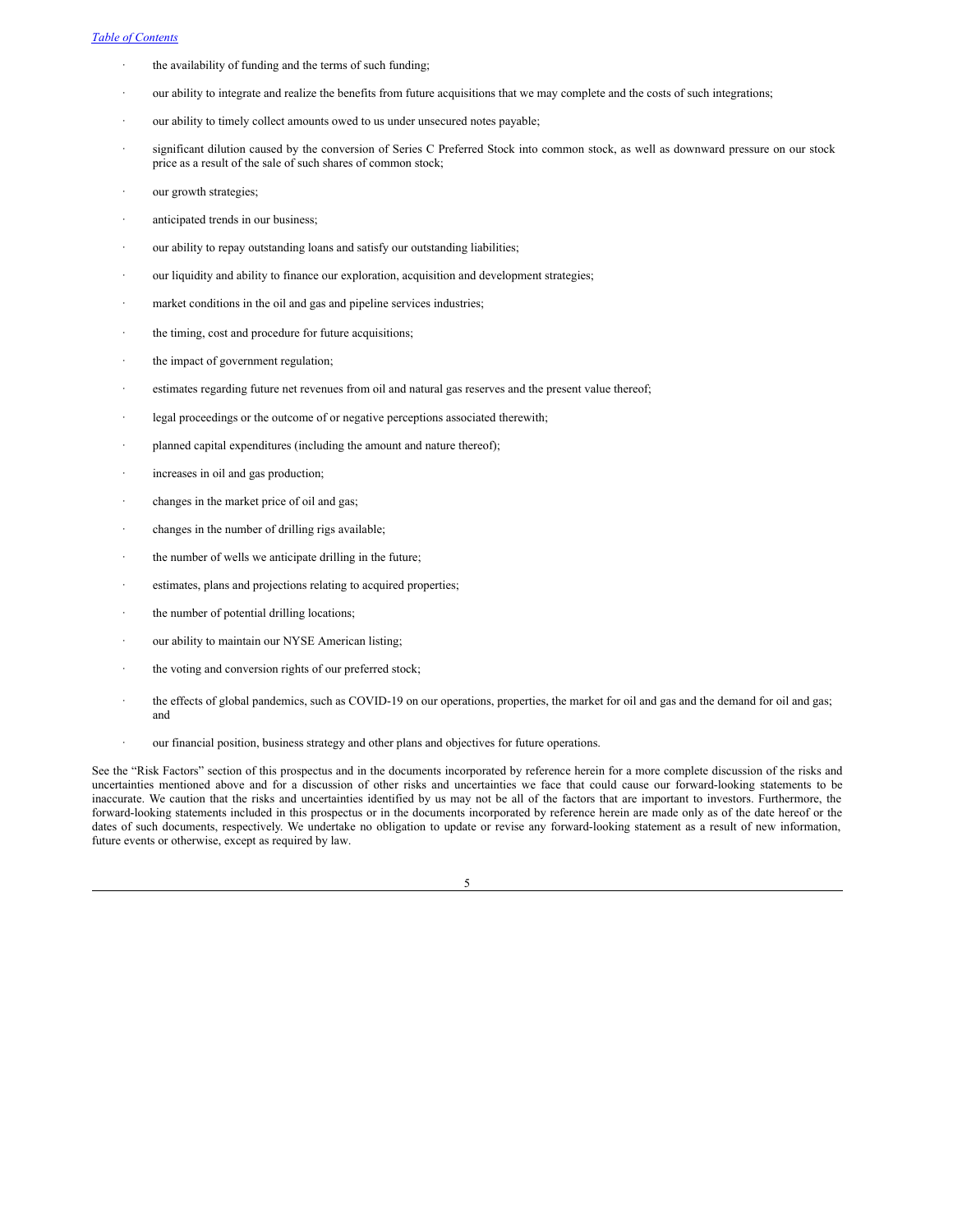- the availability of funding and the terms of such funding;
- our ability to integrate and realize the benefits from future acquisitions that we may complete and the costs of such integrations;
- our ability to timely collect amounts owed to us under unsecured notes payable;
- significant dilution caused by the conversion of Series C Preferred Stock into common stock, as well as downward pressure on our stock price as a result of the sale of such shares of common stock;
- our growth strategies;
- anticipated trends in our business;
- our ability to repay outstanding loans and satisfy our outstanding liabilities;
- our liquidity and ability to finance our exploration, acquisition and development strategies;
- market conditions in the oil and gas and pipeline services industries;
- the timing, cost and procedure for future acquisitions;
- the impact of government regulation;
- estimates regarding future net revenues from oil and natural gas reserves and the present value thereof;
- legal proceedings or the outcome of or negative perceptions associated therewith;
- planned capital expenditures (including the amount and nature thereof);
- increases in oil and gas production;
- changes in the market price of oil and gas;
- changes in the number of drilling rigs available;
- the number of wells we anticipate drilling in the future;
- estimates, plans and projections relating to acquired properties;
- the number of potential drilling locations;
- our ability to maintain our NYSE American listing;
- the voting and conversion rights of our preferred stock;
- the effects of global pandemics, such as COVID-19 on our operations, properties, the market for oil and gas and the demand for oil and gas; and
- our financial position, business strategy and other plans and objectives for future operations.

See the "Risk Factors" section of this prospectus and in the documents incorporated by reference herein for a more complete discussion of the risks and uncertainties mentioned above and for a discussion of other risks and uncertainties we face that could cause our forward-looking statements to be inaccurate. We caution that the risks and uncertainties identified by us may not be all of the factors that are important to investors. Furthermore, the forward-looking statements included in this prospectus or in the documents incorporated by reference herein are made only as of the date hereof or the dates of such documents, respectively. We undertake no obligation to update or revise any forward-looking statement as a result of new information, future events or otherwise, except as required by law.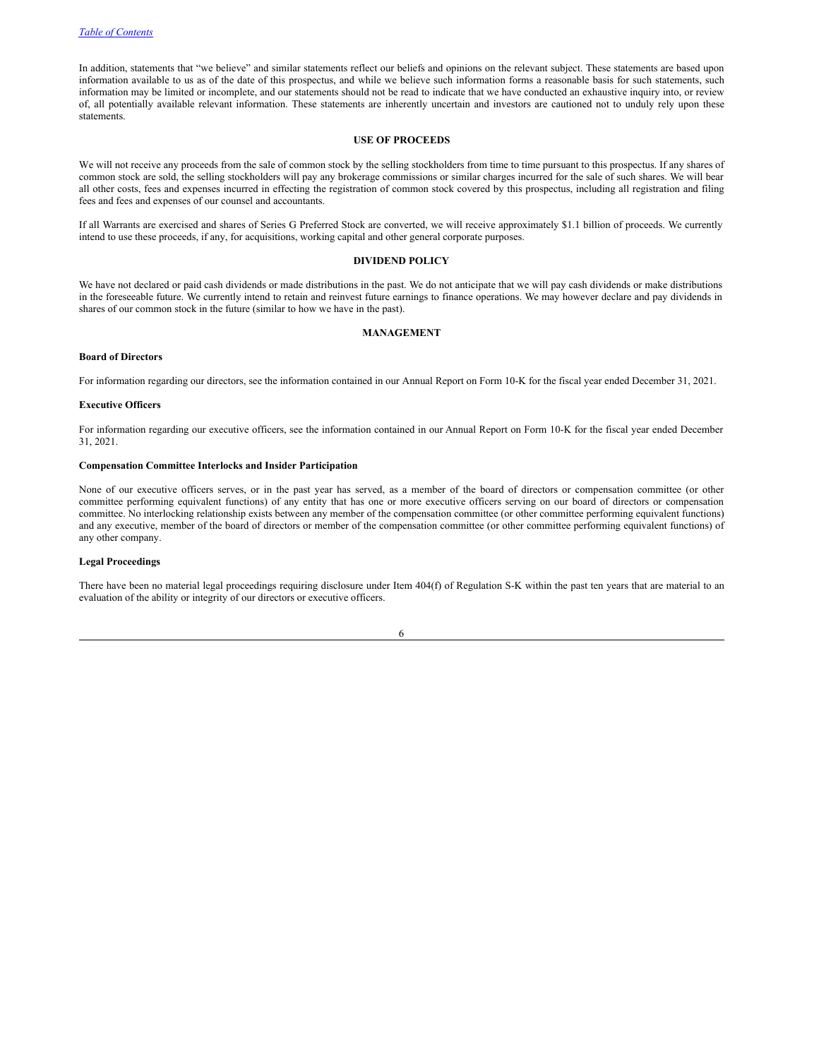In addition, statements that "we believe" and similar statements reflect our beliefs and opinions on the relevant subject. These statements are based upon information available to us as of the date of this prospectus, and while we believe such information forms a reasonable basis for such statements, such information may be limited or incomplete, and our statements should not be read to indicate that we have conducted an exhaustive inquiry into, or review of, all potentially available relevant information. These statements are inherently uncertain and investors are cautioned not to unduly rely upon these statements.

## USE OF PROCEEDS

We will not receive any proceeds from the sale of common stock by the selling stockholders from time to time pursuant to this prospectus. If any shares of common stock are sold, the selling stockholders will pay any brokerage commissions or similar charges incurred for the sale of such shares. We will bear all other costs, fees and expenses incurred in effecting the registration of common stock covered by this prospectus, including all registration and filing fees and fees and expenses of our counsel and accountants.

If all Warrants are exercised and shares of Series G Preferred Stock are converted, we will receive approximately $1.1 billion of proceeds. We currently intend to use these proceeds, if any, for acquisitions, working capital and other general corporate purposes.

## DIVIDEND POLICY

We have not declared or paid cash dividends or made distributions in the past. We do not anticipate that we will pay cash dividends or make distributions in the foreseeable future. We currently intend to retain and reinvest future earnings to finance operations. We may however declare and pay dividends in shares of our common stock in the future (similar to how we have in the past).

## MANAGEMENT

### Board of Directors

For information regarding our directors, see the information contained in our Annual Report on Form 10-K for the fiscal year ended December 31, 2021.

### Executive Officers

For information regarding our executive officers, see the information contained in our Annual Report on Form 10-K for the fiscal year ended December 31, 2021.

### Compensation Committee Interlocks and Insider Participation

None of our executive officers serves, or in the past year has served, as a member of the board of directors or compensation committee (or other committee performing equivalent functions) of any entity that has one or more executive officers serving on our board of directors or compensation committee. No interlocking relationship exists between any member of the compensation committee (or other committee performing equivalent functions) and any executive, member of the board of directors or member of the compensation committee (or other committee performing equivalent functions) of any other company.

### Legal Proceedings

There have been no material legal proceedings requiring disclosure under Item 404(f) of Regulation S-K within the past ten years that are material to an evaluation of the ability or integrity of our directors or executive officers.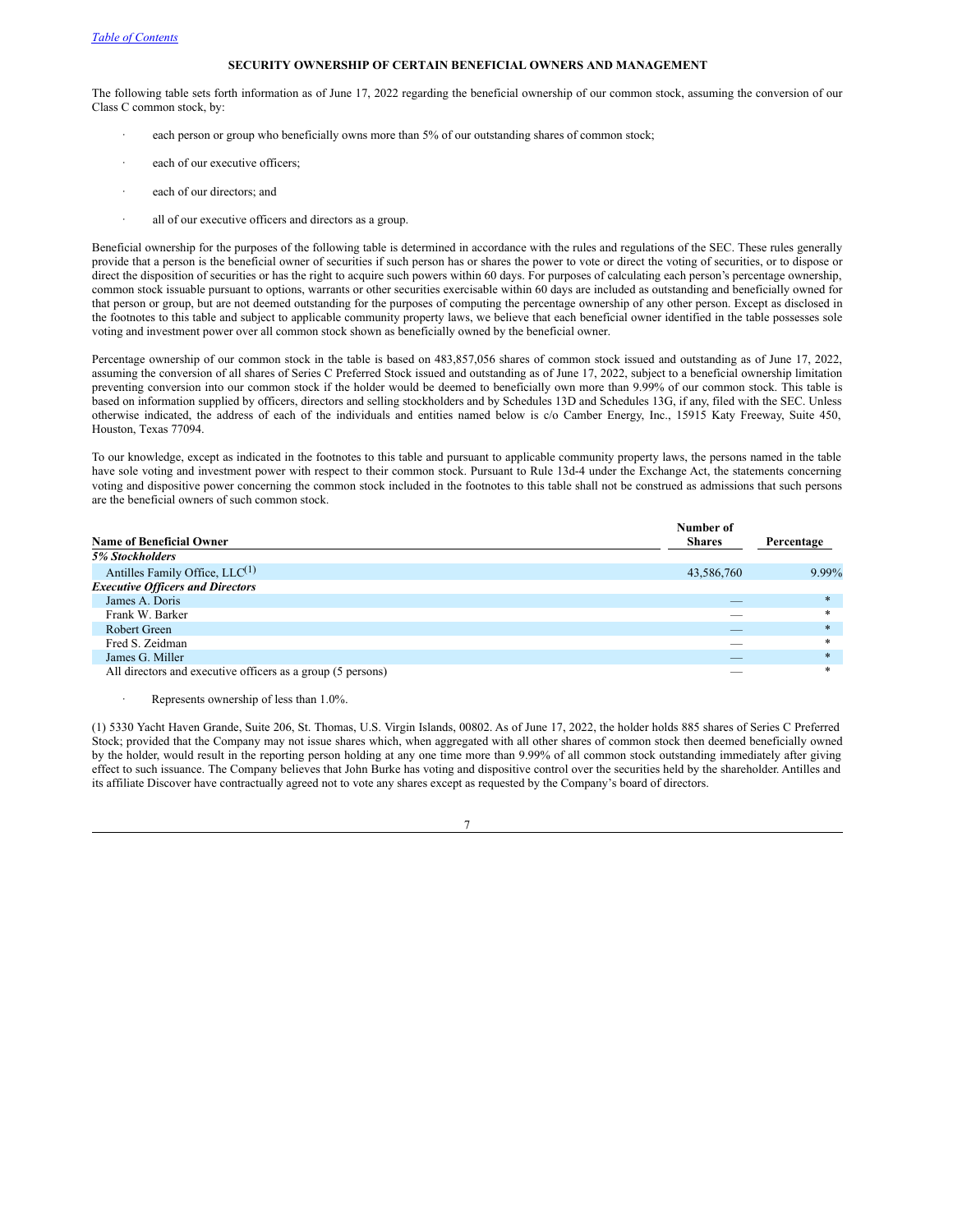[Table of Contents](#)

**SECURITY OWNERSHIP OF CERTAIN BENEFICIAL OWNERS AND MANAGEMENT**

The following table sets forth information as of June 17, 2022 regarding the beneficial ownership of our common stock, assuming the conversion of our Class C common stock, by:

- each person or group who beneficially owns more than 5% of our outstanding shares of common stock;
- each of our executive officers;
- each of our directors; and
- all of our executive officers and directors as a group.

Beneficial ownership for the purposes of the following table is determined in accordance with the rules and regulations of the SEC. These rules generally provide that a person is the beneficial owner of securities if such person has or shares the power to vote or direct the voting of securities, or to dispose or direct the disposition of securities or has the right to acquire such powers within 60 days. For purposes of calculating each person's percentage ownership, common stock issuable pursuant to options, warrants or other securities exercisable within 60 days are included as outstanding and beneficially owned for that person or group, but are not deemed outstanding for the purposes of computing the percentage ownership of any other person. Except as disclosed in the footnotes to this table and subject to applicable community property laws, we believe that each beneficial owner identified in the table possesses sole voting and investment power over all common stock shown as beneficially owned by the beneficial owner.

Percentage ownership of our common stock in the table is based on 483,857,056 shares of common stock issued and outstanding as of June 17, 2022, assuming the conversion of all shares of Series C Preferred Stock issued and outstanding as of June 17, 2022, subject to a beneficial ownership limitation preventing conversion into our common stock if the holder would be deemed to beneficially own more than 9.99% of our common stock. This table is based on information supplied by officers, directors and selling stockholders and by Schedules 13D and Schedules 13G, if any, filed with the SEC. Unless otherwise indicated, the address of each of the individuals and entities named below is c/o Camber Energy, Inc., 15915 Katy Freeway, Suite 450, Houston, Texas 77094.

To our knowledge, except as indicated in the footnotes to this table and pursuant to applicable community property laws, the persons named in the table have sole voting and investment power with respect to their common stock. Pursuant to Rule 13d-4 under the Exchange Act, the statements concerning voting and dispositive power concerning the common stock included in the footnotes to this table shall not be construed as admissions that such persons are the beneficial owners of such common stock.

| Name of Beneficial Owner | Number of Shares | Percentage |
|---|---|---|
| ***5% Stockholders*** | | |
| Antilles Family Office, LLC(1) | 43,586,760 | 9.99% |
| ***Executive Officers and Directors*** | | |
| James A. Doris | — | * |
| Frank W. Barker | — | * |
| Robert Green | — | * |
| Fred S. Zeidman | — | * |
| James G. Miller | — | * |
| All directors and executive officers as a group (5 persons) | — | * |

\* Represents ownership of less than 1.0%.

(1) 5330 Yacht Haven Grande, Suite 206, St. Thomas, U.S. Virgin Islands, 00802. As of June 17, 2022, the holder holds 885 shares of Series C Preferred Stock; provided that the Company may not issue shares which, when aggregated with all other shares of common stock then deemed beneficially owned by the holder, would result in the reporting person holding at any one time more than 9.99% of all common stock outstanding immediately after giving effect to such issuance. The Company believes that John Burke has voting and dispositive control over the securities held by the shareholder. Antilles and its affiliate Discover have contractually agreed not to vote any shares except as requested by the Company's board of directors.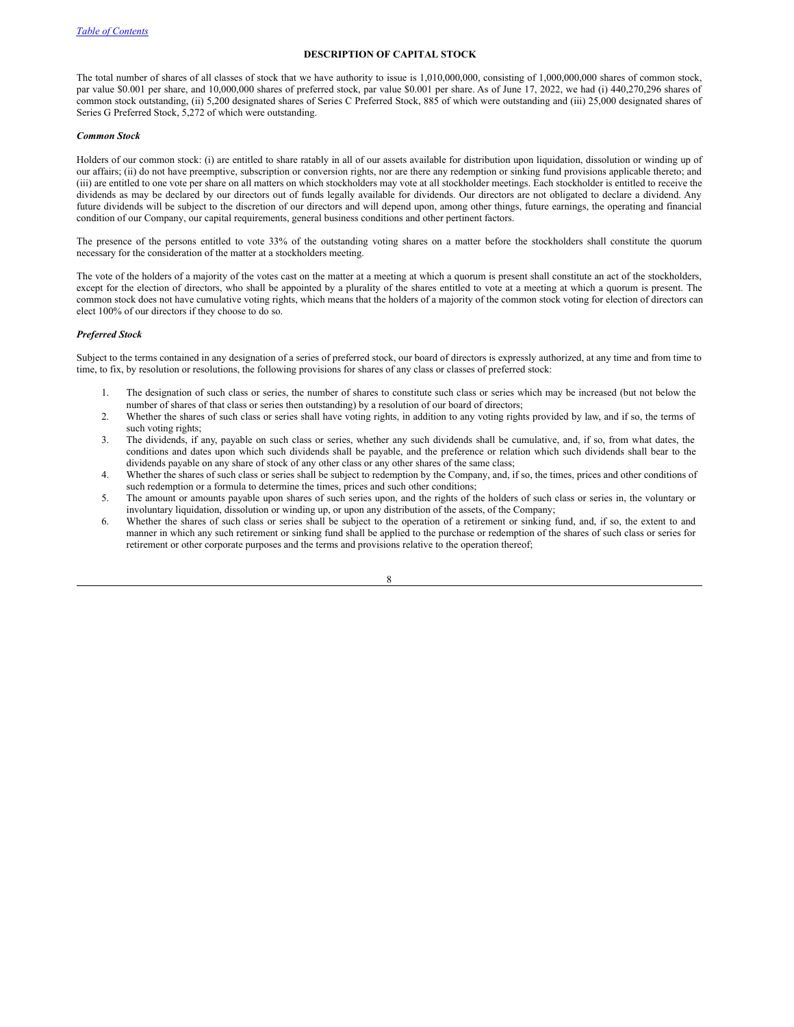## DESCRIPTION OF CAPITAL STOCK

The total number of shares of all classes of stock that we have authority to issue is 1,010,000,000, consisting of 1,000,000,000 shares of common stock, par value $0.001 per share, and 10,000,000 shares of preferred stock, par value $0.001 per share. As of June 17, 2022, we had (i) 440,270,296 shares of common stock outstanding, (ii) 5,200 designated shares of Series C Preferred Stock, 885 of which were outstanding and (iii) 25,000 designated shares of Series G Preferred Stock, 5,272 of which were outstanding.

### *Common Stock*

Holders of our common stock: (i) are entitled to share ratably in all of our assets available for distribution upon liquidation, dissolution or winding up of our affairs; (ii) do not have preemptive, subscription or conversion rights, nor are there any redemption or sinking fund provisions applicable thereto; and (iii) are entitled to one vote per share on all matters on which stockholders may vote at all stockholder meetings. Each stockholder is entitled to receive the dividends as may be declared by our directors out of funds legally available for dividends. Our directors are not obligated to declare a dividend. Any future dividends will be subject to the discretion of our directors and will depend upon, among other things, future earnings, the operating and financial condition of our Company, our capital requirements, general business conditions and other pertinent factors.

The presence of the persons entitled to vote 33% of the outstanding voting shares on a matter before the stockholders shall constitute the quorum necessary for the consideration of the matter at a stockholders meeting.

The vote of the holders of a majority of the votes cast on the matter at a meeting at which a quorum is present shall constitute an act of the stockholders, except for the election of directors, who shall be appointed by a plurality of the shares entitled to vote at a meeting at which a quorum is present. The common stock does not have cumulative voting rights, which means that the holders of a majority of the common stock voting for election of directors can elect 100% of our directors if they choose to do so.

### *Preferred Stock*

Subject to the terms contained in any designation of a series of preferred stock, our board of directors is expressly authorized, at any time and from time to time, to fix, by resolution or resolutions, the following provisions for shares of any class or classes of preferred stock:

1. The designation of such class or series, the number of shares to constitute such class or series which may be increased (but not below the number of shares of that class or series then outstanding) by a resolution of our board of directors;
2. Whether the shares of such class or series shall have voting rights, in addition to any voting rights provided by law, and if so, the terms of such voting rights;
3. The dividends, if any, payable on such class or series, whether any such dividends shall be cumulative, and, if so, from what dates, the conditions and dates upon which such dividends shall be payable, and the preference or relation which such dividends shall bear to the dividends payable on any share of stock of any other class or any other shares of the same class;
4. Whether the shares of such class or series shall be subject to redemption by the Company, and, if so, the times, prices and other conditions of such redemption or a formula to determine the times, prices and such other conditions;
5. The amount or amounts payable upon shares of such series upon, and the rights of the holders of such class or series in, the voluntary or involuntary liquidation, dissolution or winding up, or upon any distribution of the assets, of the Company;
6. Whether the shares of such class or series shall be subject to the operation of a retirement or sinking fund, and, if so, the extent to and manner in which any such retirement or sinking fund shall be applied to the purchase or redemption of the shares of such class or series for retirement or other corporate purposes and the terms and provisions relative to the operation thereof;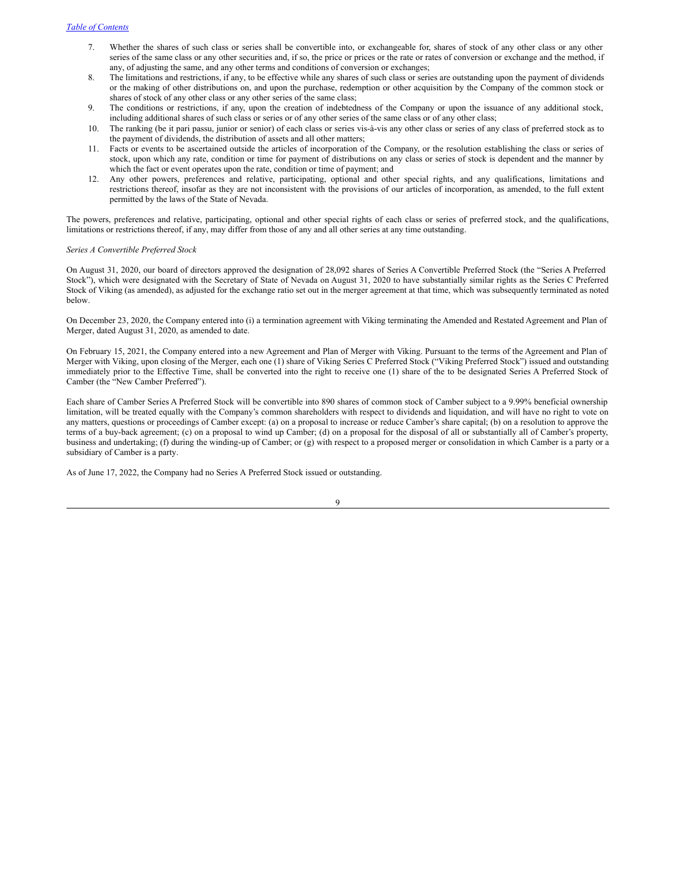7. Whether the shares of such class or series shall be convertible into, or exchangeable for, shares of stock of any other class or any other series of the same class or any other securities and, if so, the price or prices or the rate or rates of conversion or exchange and the method, if any, of adjusting the same, and any other terms and conditions of conversion or exchanges;
8. The limitations and restrictions, if any, to be effective while any shares of such class or series are outstanding upon the payment of dividends or the making of other distributions on, and upon the purchase, redemption or other acquisition by the Company of the common stock or shares of stock of any other class or any other series of the same class;
9. The conditions or restrictions, if any, upon the creation of indebtedness of the Company or upon the issuance of any additional stock, including additional shares of such class or series or of any other series of the same class or of any other class;
10. The ranking (be it pari passu, junior or senior) of each class or series vis-à-vis any other class or series of any class of preferred stock as to the payment of dividends, the distribution of assets and all other matters;
11. Facts or events to be ascertained outside the articles of incorporation of the Company, or the resolution establishing the class or series of stock, upon which any rate, condition or time for payment of distributions on any class or series of stock is dependent and the manner by which the fact or event operates upon the rate, condition or time of payment; and
12. Any other powers, preferences and relative, participating, optional and other special rights, and any qualifications, limitations and restrictions thereof, insofar as they are not inconsistent with the provisions of our articles of incorporation, as amended, to the full extent permitted by the laws of the State of Nevada.

The powers, preferences and relative, participating, optional and other special rights of each class or series of preferred stock, and the qualifications, limitations or restrictions thereof, if any, may differ from those of any and all other series at any time outstanding.

*Series A Convertible Preferred Stock*

On August 31, 2020, our board of directors approved the designation of 28,092 shares of Series A Convertible Preferred Stock (the "Series A Preferred Stock"), which were designated with the Secretary of State of Nevada on August 31, 2020 to have substantially similar rights as the Series C Preferred Stock of Viking (as amended), as adjusted for the exchange ratio set out in the merger agreement at that time, which was subsequently terminated as noted below.

On December 23, 2020, the Company entered into (i) a termination agreement with Viking terminating the Amended and Restated Agreement and Plan of Merger, dated August 31, 2020, as amended to date.

On February 15, 2021, the Company entered into a new Agreement and Plan of Merger with Viking. Pursuant to the terms of the Agreement and Plan of Merger with Viking, upon closing of the Merger, each one (1) share of Viking Series C Preferred Stock ("Viking Preferred Stock") issued and outstanding immediately prior to the Effective Time, shall be converted into the right to receive one (1) share of the to be designated Series A Preferred Stock of Camber (the "New Camber Preferred").

Each share of Camber Series A Preferred Stock will be convertible into 890 shares of common stock of Camber subject to a 9.99% beneficial ownership limitation, will be treated equally with the Company's common shareholders with respect to dividends and liquidation, and will have no right to vote on any matters, questions or proceedings of Camber except: (a) on a proposal to increase or reduce Camber's share capital; (b) on a resolution to approve the terms of a buy-back agreement; (c) on a proposal to wind up Camber; (d) on a proposal for the disposal of all or substantially all of Camber's property, business and undertaking; (f) during the winding-up of Camber; or (g) with respect to a proposed merger or consolidation in which Camber is a party or a subsidiary of Camber is a party.

As of June 17, 2022, the Company had no Series A Preferred Stock issued or outstanding.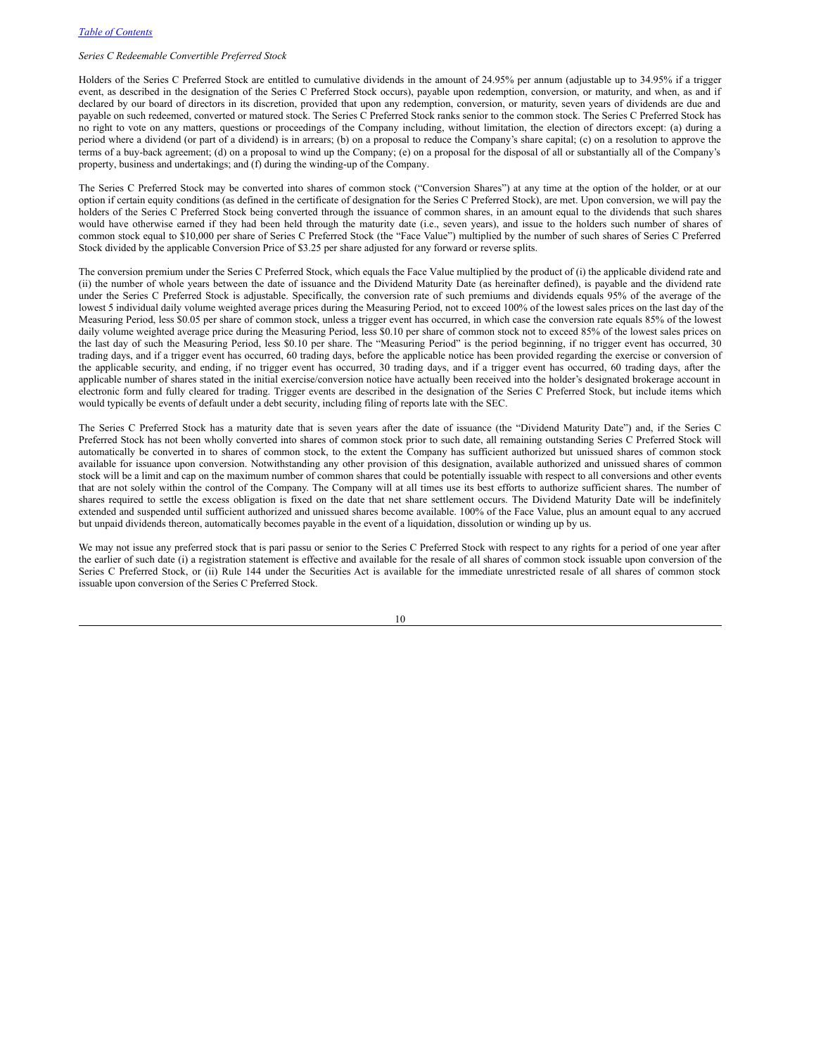[Table of Contents](#)

*Series C Redeemable Convertible Preferred Stock*

Holders of the Series C Preferred Stock are entitled to cumulative dividends in the amount of 24.95% per annum (adjustable up to 34.95% if a trigger event, as described in the designation of the Series C Preferred Stock occurs), payable upon redemption, conversion, or maturity, and when, as and if declared by our board of directors in its discretion, provided that upon any redemption, conversion, or maturity, seven years of dividends are due and payable on such redeemed, converted or matured stock. The Series C Preferred Stock ranks senior to the common stock. The Series C Preferred Stock has no right to vote on any matters, questions or proceedings of the Company including, without limitation, the election of directors except: (a) during a period where a dividend (or part of a dividend) is in arrears; (b) on a proposal to reduce the Company's share capital; (c) on a resolution to approve the terms of a buy-back agreement; (d) on a proposal to wind up the Company; (e) on a proposal for the disposal of all or substantially all of the Company's property, business and undertakings; and (f) during the winding-up of the Company.

The Series C Preferred Stock may be converted into shares of common stock ("Conversion Shares") at any time at the option of the holder, or at our option if certain equity conditions (as defined in the certificate of designation for the Series C Preferred Stock), are met. Upon conversion, we will pay the holders of the Series C Preferred Stock being converted through the issuance of common shares, in an amount equal to the dividends that such shares would have otherwise earned if they had been held through the maturity date (i.e., seven years), and issue to the holders such number of shares of common stock equal to $10,000 per share of Series C Preferred Stock (the "Face Value") multiplied by the number of such shares of Series C Preferred Stock divided by the applicable Conversion Price of $3.25 per share adjusted for any forward or reverse splits.

The conversion premium under the Series C Preferred Stock, which equals the Face Value multiplied by the product of (i) the applicable dividend rate and (ii) the number of whole years between the date of issuance and the Dividend Maturity Date (as hereinafter defined), is payable and the dividend rate under the Series C Preferred Stock is adjustable. Specifically, the conversion rate of such premiums and dividends equals 95% of the average of the lowest 5 individual daily volume weighted average prices during the Measuring Period, not to exceed 100% of the lowest sales prices on the last day of the Measuring Period, less $0.05 per share of common stock, unless a trigger event has occurred, in which case the conversion rate equals 85% of the lowest daily volume weighted average price during the Measuring Period, less $0.10 per share of common stock not to exceed 85% of the lowest sales prices on the last day of such the Measuring Period, less $0.10 per share. The "Measuring Period" is the period beginning, if no trigger event has occurred, 30 trading days, and if a trigger event has occurred, 60 trading days, before the applicable notice has been provided regarding the exercise or conversion of the applicable security, and ending, if no trigger event has occurred, 30 trading days, and if a trigger event has occurred, 60 trading days, after the applicable number of shares stated in the initial exercise/conversion notice have actually been received into the holder's designated brokerage account in electronic form and fully cleared for trading. Trigger events are described in the designation of the Series C Preferred Stock, but include items which would typically be events of default under a debt security, including filing of reports late with the SEC.

The Series C Preferred Stock has a maturity date that is seven years after the date of issuance (the "Dividend Maturity Date") and, if the Series C Preferred Stock has not been wholly converted into shares of common stock prior to such date, all remaining outstanding Series C Preferred Stock will automatically be converted in to shares of common stock, to the extent the Company has sufficient authorized but unissued shares of common stock available for issuance upon conversion. Notwithstanding any other provision of this designation, available authorized and unissued shares of common stock will be a limit and cap on the maximum number of common shares that could be potentially issuable with respect to all conversions and other events that are not solely within the control of the Company. The Company will at all times use its best efforts to authorize sufficient shares. The number of shares required to settle the excess obligation is fixed on the date that net share settlement occurs. The Dividend Maturity Date will be indefinitely extended and suspended until sufficient authorized and unissued shares become available. 100% of the Face Value, plus an amount equal to any accrued but unpaid dividends thereon, automatically becomes payable in the event of a liquidation, dissolution or winding up by us.

We may not issue any preferred stock that is pari passu or senior to the Series C Preferred Stock with respect to any rights for a period of one year after the earlier of such date (i) a registration statement is effective and available for the resale of all shares of common stock issuable upon conversion of the Series C Preferred Stock, or (ii) Rule 144 under the Securities Act is available for the immediate unrestricted resale of all shares of common stock issuable upon conversion of the Series C Preferred Stock.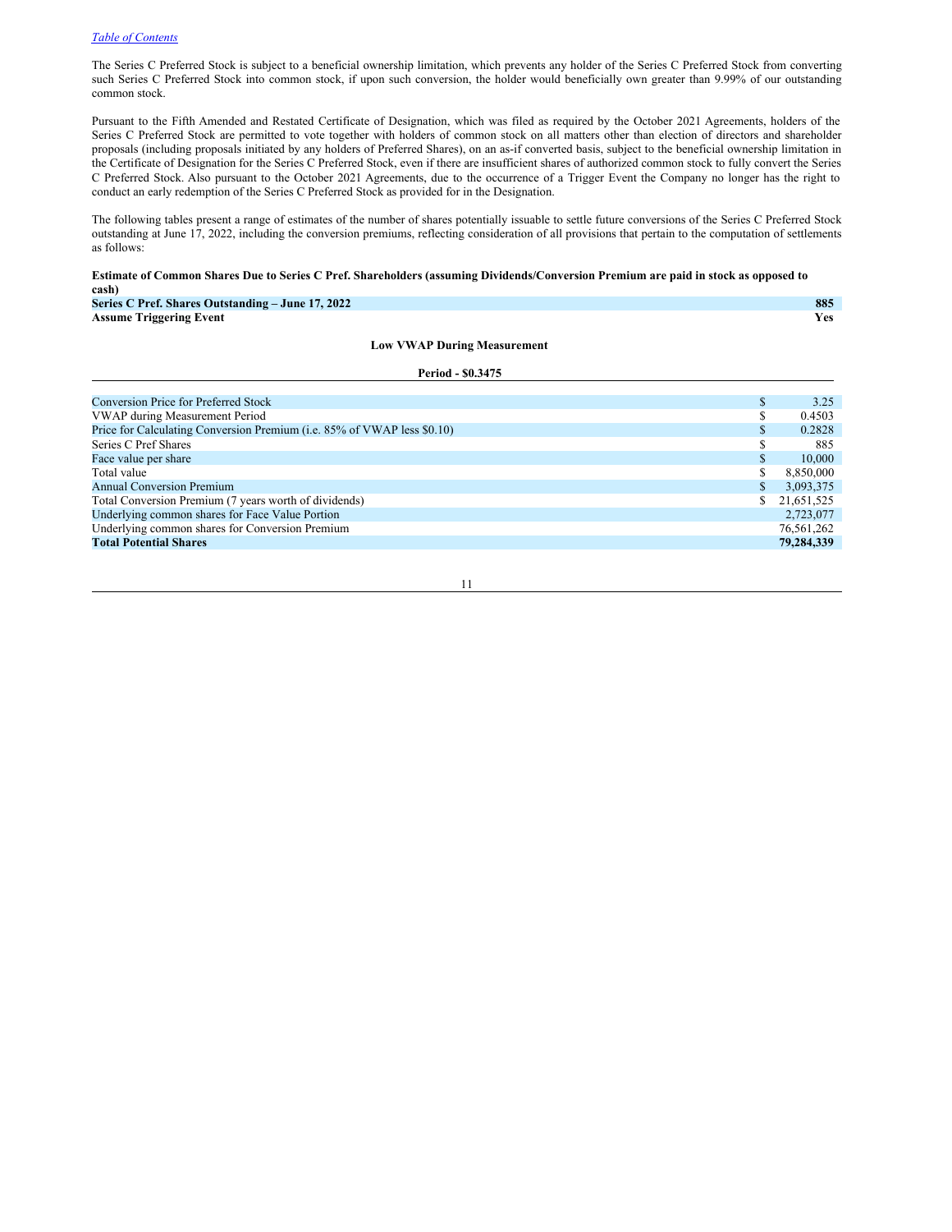The Series C Preferred Stock is subject to a beneficial ownership limitation, which prevents any holder of the Series C Preferred Stock from converting such Series C Preferred Stock into common stock, if upon such conversion, the holder would beneficially own greater than 9.99% of our outstanding common stock.

Pursuant to the Fifth Amended and Restated Certificate of Designation, which was filed as required by the October 2021 Agreements, holders of the Series C Preferred Stock are permitted to vote together with holders of common stock on all matters other than election of directors and shareholder proposals (including proposals initiated by any holders of Preferred Shares), on an as-if converted basis, subject to the beneficial ownership limitation in the Certificate of Designation for the Series C Preferred Stock, even if there are insufficient shares of authorized common stock to fully convert the Series C Preferred Stock. Also pursuant to the October 2021 Agreements, due to the occurrence of a Trigger Event the Company no longer has the right to conduct an early redemption of the Series C Preferred Stock as provided for in the Designation.

The following tables present a range of estimates of the number of shares potentially issuable to settle future conversions of the Series C Preferred Stock outstanding at June 17, 2022, including the conversion premiums, reflecting consideration of all provisions that pertain to the computation of settlements as follows:

**Estimate of Common Shares Due to Series C Pref. Shareholders (assuming Dividends/Conversion Premium are paid in stock as opposed to cash)**

| | |
|---|---|
| **Series C Pref. Shares Outstanding – June 17, 2022** | **885** |
| **Assume Triggering Event** | **Yes** |

| | **Low VWAP During Measurement Period - $0.3475** |
|---|---|
| Conversion Price for Preferred Stock | $ 3.25 |
| VWAP during Measurement Period | $ 0.4503 |
| Price for Calculating Conversion Premium (i.e. 85% of VWAP less $0.10) | $ 0.2828 |
| Series C Pref Shares | $ 885 |
| Face value per share | $ 10,000 |
| Total value | $ 8,850,000 |
| Annual Conversion Premium | $ 3,093,375 |
| Total Conversion Premium (7 years worth of dividends) | $ 21,651,525 |
| Underlying common shares for Face Value Portion | 2,723,077 |
| Underlying common shares for Conversion Premium | 76,561,262 |
| **Total Potential Shares** | **79,284,339** |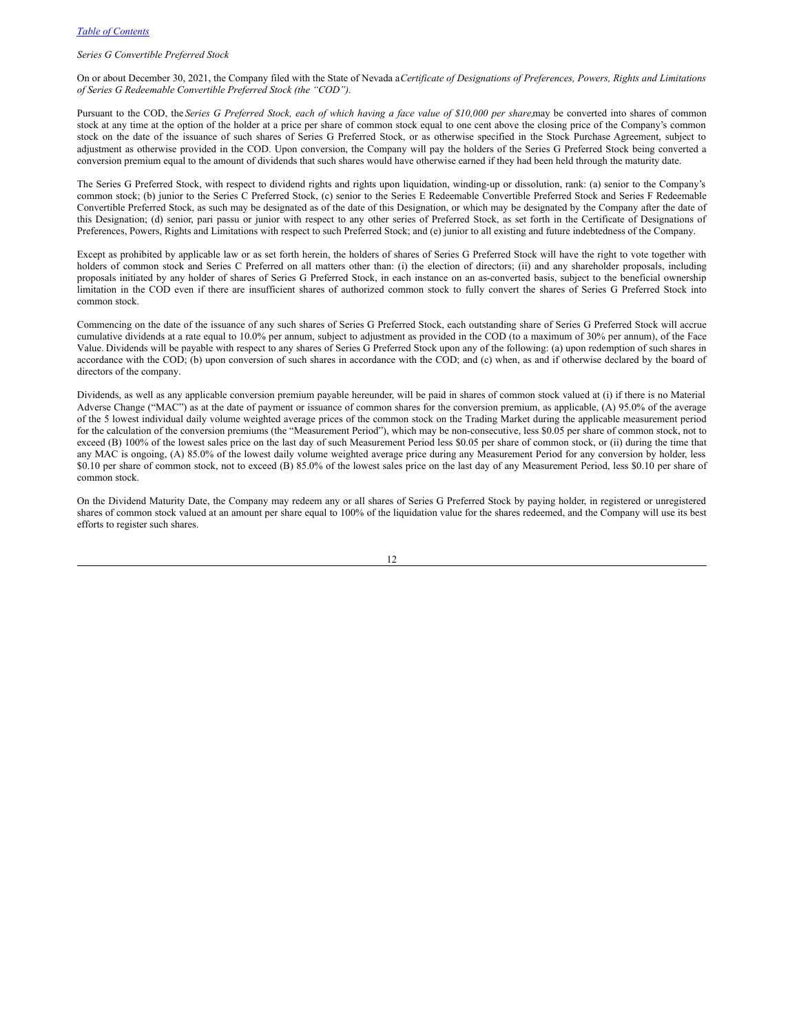*Series G Convertible Preferred Stock*

On or about December 30, 2021, the Company filed with the State of Nevada a *Certificate of Designations of Preferences, Powers, Rights and Limitations of Series G Redeemable Convertible Preferred Stock (the "COD").*

Pursuant to the COD, the *Series G Preferred Stock, each of which having a face value of $10,000 per share,* may be converted into shares of common stock at any time at the option of the holder at a price per share of common stock equal to one cent above the closing price of the Company's common stock on the date of the issuance of such shares of Series G Preferred Stock, or as otherwise specified in the Stock Purchase Agreement, subject to adjustment as otherwise provided in the COD. Upon conversion, the Company will pay the holders of the Series G Preferred Stock being converted a conversion premium equal to the amount of dividends that such shares would have otherwise earned if they had been held through the maturity date.

The Series G Preferred Stock, with respect to dividend rights and rights upon liquidation, winding-up or dissolution, rank: (a) senior to the Company's common stock; (b) junior to the Series C Preferred Stock, (c) senior to the Series E Redeemable Convertible Preferred Stock and Series F Redeemable Convertible Preferred Stock, as such may be designated as of the date of this Designation, or which may be designated by the Company after the date of this Designation; (d) senior, pari passu or junior with respect to any other series of Preferred Stock, as set forth in the Certificate of Designations of Preferences, Powers, Rights and Limitations with respect to such Preferred Stock; and (e) junior to all existing and future indebtedness of the Company.

Except as prohibited by applicable law or as set forth herein, the holders of shares of Series G Preferred Stock will have the right to vote together with holders of common stock and Series C Preferred on all matters other than: (i) the election of directors; (ii) and any shareholder proposals, including proposals initiated by any holder of shares of Series G Preferred Stock, in each instance on an as-converted basis, subject to the beneficial ownership limitation in the COD even if there are insufficient shares of authorized common stock to fully convert the shares of Series G Preferred Stock into common stock.

Commencing on the date of the issuance of any such shares of Series G Preferred Stock, each outstanding share of Series G Preferred Stock will accrue cumulative dividends at a rate equal to 10.0% per annum, subject to adjustment as provided in the COD (to a maximum of 30% per annum), of the Face Value. Dividends will be payable with respect to any shares of Series G Preferred Stock upon any of the following: (a) upon redemption of such shares in accordance with the COD; (b) upon conversion of such shares in accordance with the COD; and (c) when, as and if otherwise declared by the board of directors of the company.

Dividends, as well as any applicable conversion premium payable hereunder, will be paid in shares of common stock valued at (i) if there is no Material Adverse Change ("MAC") as at the date of payment or issuance of common shares for the conversion premium, as applicable, (A) 95.0% of the average of the 5 lowest individual daily volume weighted average prices of the common stock on the Trading Market during the applicable measurement period for the calculation of the conversion premiums (the "Measurement Period"), which may be non-consecutive, less $0.05 per share of common stock, not to exceed (B) 100% of the lowest sales price on the last day of such Measurement Period less $0.05 per share of common stock, or (ii) during the time that any MAC is ongoing, (A) 85.0% of the lowest daily volume weighted average price during any Measurement Period for any conversion by holder, less $0.10 per share of common stock, not to exceed (B) 85.0% of the lowest sales price on the last day of any Measurement Period, less $0.10 per share of common stock.

On the Dividend Maturity Date, the Company may redeem any or all shares of Series G Preferred Stock by paying holder, in registered or unregistered shares of common stock valued at an amount per share equal to 100% of the liquidation value for the shares redeemed, and the Company will use its best efforts to register such shares.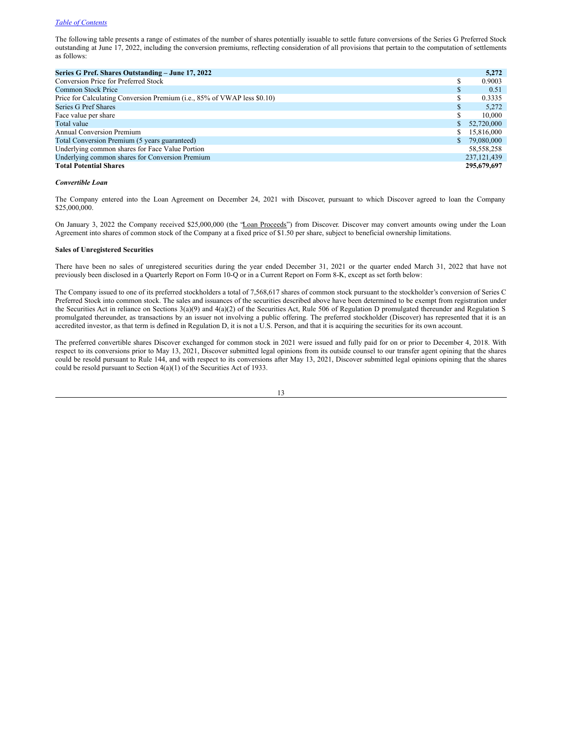The following table presents a range of estimates of the number of shares potentially issuable to settle future conversions of the Series G Preferred Stock outstanding at June 17, 2022, including the conversion premiums, reflecting consideration of all provisions that pertain to the computation of settlements as follows:

| **Series G Pref. Shares Outstanding – June 17, 2022** | | **5,272** |
|---|---|---|
| Conversion Price for Preferred Stock | $ | 0.9003 |
| Common Stock Price | $ | 0.51 |
| Price for Calculating Conversion Premium (i.e., 85% of VWAP less $0.10) | $ | 0.3335 |
| Series G Pref Shares | $ | 5,272 |
| Face value per share | $ | 10,000 |
| Total value | $ | 52,720,000 |
| Annual Conversion Premium | $ | 15,816,000 |
| Total Conversion Premium (5 years guaranteed) | $ | 79,080,000 |
| Underlying common shares for Face Value Portion | | 58,558,258 |
| Underlying common shares for Conversion Premium | | 237,121,439 |
| **Total Potential Shares** | | **295,679,697** |

***Convertible Loan***

The Company entered into the Loan Agreement on December 24, 2021 with Discover, pursuant to which Discover agreed to loan the Company $25,000,000.

On January 3, 2022 the Company received $25,000,000 (the "Loan Proceeds") from Discover. Discover may convert amounts owing under the Loan Agreement into shares of common stock of the Company at a fixed price of $1.50 per share, subject to beneficial ownership limitations.

**Sales of Unregistered Securities**

There have been no sales of unregistered securities during the year ended December 31, 2021 or the quarter ended March 31, 2022 that have not previously been disclosed in a Quarterly Report on Form 10-Q or in a Current Report on Form 8-K, except as set forth below:

The Company issued to one of its preferred stockholders a total of 7,568,617 shares of common stock pursuant to the stockholder's conversion of Series C Preferred Stock into common stock. The sales and issuances of the securities described above have been determined to be exempt from registration under the Securities Act in reliance on Sections 3(a)(9) and 4(a)(2) of the Securities Act, Rule 506 of Regulation D promulgated thereunder and Regulation S promulgated thereunder, as transactions by an issuer not involving a public offering. The preferred stockholder (Discover) has represented that it is an accredited investor, as that term is defined in Regulation D, it is not a U.S. Person, and that it is acquiring the securities for its own account.

The preferred convertible shares Discover exchanged for common stock in 2021 were issued and fully paid for on or prior to December 4, 2018. With respect to its conversions prior to May 13, 2021, Discover submitted legal opinions from its outside counsel to our transfer agent opining that the shares could be resold pursuant to Rule 144, and with respect to its conversions after May 13, 2021, Discover submitted legal opinions opining that the shares could be resold pursuant to Section 4(a)(1) of the Securities Act of 1933.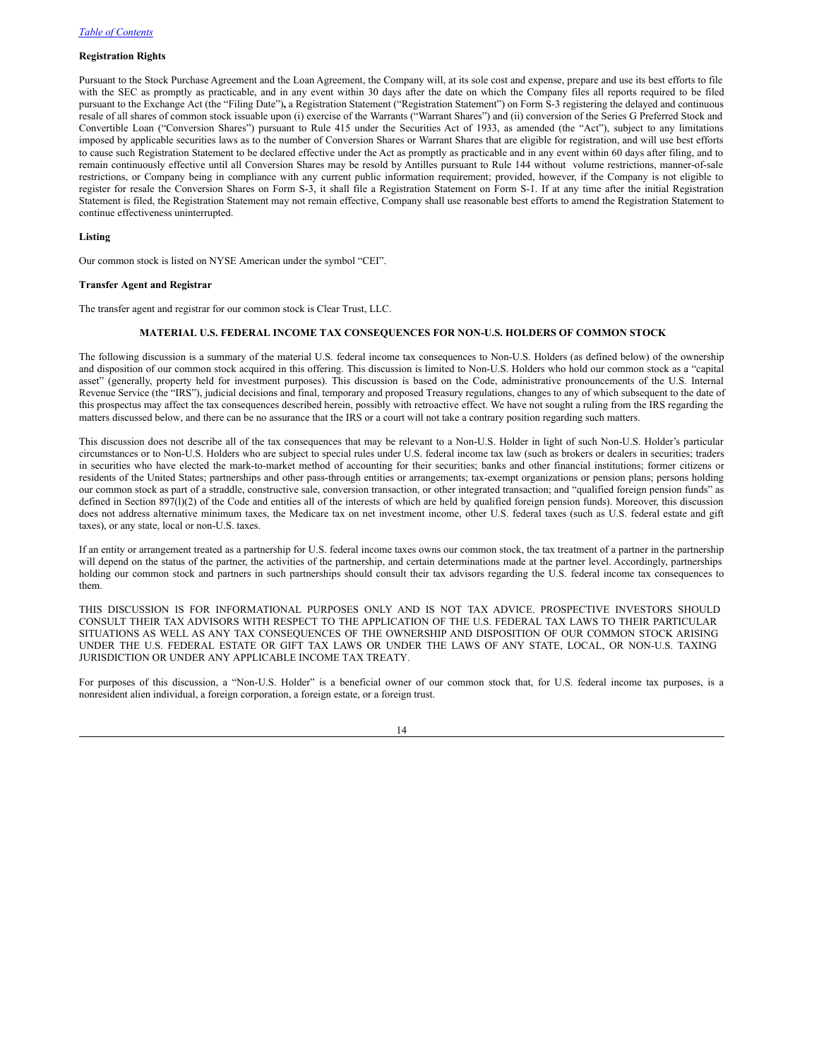[Table of Contents](#)

**Registration Rights**

Pursuant to the Stock Purchase Agreement and the Loan Agreement, the Company will, at its sole cost and expense, prepare and use its best efforts to file with the SEC as promptly as practicable, and in any event within 30 days after the date on which the Company files all reports required to be filed pursuant to the Exchange Act (the "Filing Date")**,** a Registration Statement ("Registration Statement") on Form S-3 registering the delayed and continuous resale of all shares of common stock issuable upon (i) exercise of the Warrants ("Warrant Shares") and (ii) conversion of the Series G Preferred Stock and Convertible Loan ("Conversion Shares") pursuant to Rule 415 under the Securities Act of 1933, as amended (the "Act"), subject to any limitations imposed by applicable securities laws as to the number of Conversion Shares or Warrant Shares that are eligible for registration, and will use best efforts to cause such Registration Statement to be declared effective under the Act as promptly as practicable and in any event within 60 days after filing, and to remain continuously effective until all Conversion Shares may be resold by Antilles pursuant to Rule 144 without volume restrictions, manner-of-sale restrictions, or Company being in compliance with any current public information requirement; provided, however, if the Company is not eligible to register for resale the Conversion Shares on Form S-3, it shall file a Registration Statement on Form S-1. If at any time after the initial Registration Statement is filed, the Registration Statement may not remain effective, Company shall use reasonable best efforts to amend the Registration Statement to continue effectiveness uninterrupted.

**Listing**

Our common stock is listed on NYSE American under the symbol "CEI".

**Transfer Agent and Registrar**

The transfer agent and registrar for our common stock is Clear Trust, LLC.

## MATERIAL U.S. FEDERAL INCOME TAX CONSEQUENCES FOR NON-U.S. HOLDERS OF COMMON STOCK

The following discussion is a summary of the material U.S. federal income tax consequences to Non-U.S. Holders (as defined below) of the ownership and disposition of our common stock acquired in this offering. This discussion is limited to Non-U.S. Holders who hold our common stock as a "capital asset" (generally, property held for investment purposes). This discussion is based on the Code, administrative pronouncements of the U.S. Internal Revenue Service (the "IRS"), judicial decisions and final, temporary and proposed Treasury regulations, changes to any of which subsequent to the date of this prospectus may affect the tax consequences described herein, possibly with retroactive effect. We have not sought a ruling from the IRS regarding the matters discussed below, and there can be no assurance that the IRS or a court will not take a contrary position regarding such matters.

This discussion does not describe all of the tax consequences that may be relevant to a Non-U.S. Holder in light of such Non-U.S. Holder's particular circumstances or to Non-U.S. Holders who are subject to special rules under U.S. federal income tax law (such as brokers or dealers in securities; traders in securities who have elected the mark-to-market method of accounting for their securities; banks and other financial institutions; former citizens or residents of the United States; partnerships and other pass-through entities or arrangements; tax-exempt organizations or pension plans; persons holding our common stock as part of a straddle, constructive sale, conversion transaction, or other integrated transaction; and "qualified foreign pension funds" as defined in Section 897(l)(2) of the Code and entities all of the interests of which are held by qualified foreign pension funds). Moreover, this discussion does not address alternative minimum taxes, the Medicare tax on net investment income, other U.S. federal taxes (such as U.S. federal estate and gift taxes), or any state, local or non-U.S. taxes.

If an entity or arrangement treated as a partnership for U.S. federal income taxes owns our common stock, the tax treatment of a partner in the partnership will depend on the status of the partner, the activities of the partnership, and certain determinations made at the partner level. Accordingly, partnerships holding our common stock and partners in such partnerships should consult their tax advisors regarding the U.S. federal income tax consequences to them.

THIS DISCUSSION IS FOR INFORMATIONAL PURPOSES ONLY AND IS NOT TAX ADVICE. PROSPECTIVE INVESTORS SHOULD CONSULT THEIR TAX ADVISORS WITH RESPECT TO THE APPLICATION OF THE U.S. FEDERAL TAX LAWS TO THEIR PARTICULAR SITUATIONS AS WELL AS ANY TAX CONSEQUENCES OF THE OWNERSHIP AND DISPOSITION OF OUR COMMON STOCK ARISING UNDER THE U.S. FEDERAL ESTATE OR GIFT TAX LAWS OR UNDER THE LAWS OF ANY STATE, LOCAL, OR NON-U.S. TAXING JURISDICTION OR UNDER ANY APPLICABLE INCOME TAX TREATY.

For purposes of this discussion, a "Non-U.S. Holder" is a beneficial owner of our common stock that, for U.S. federal income tax purposes, is a nonresident alien individual, a foreign corporation, a foreign estate, or a foreign trust.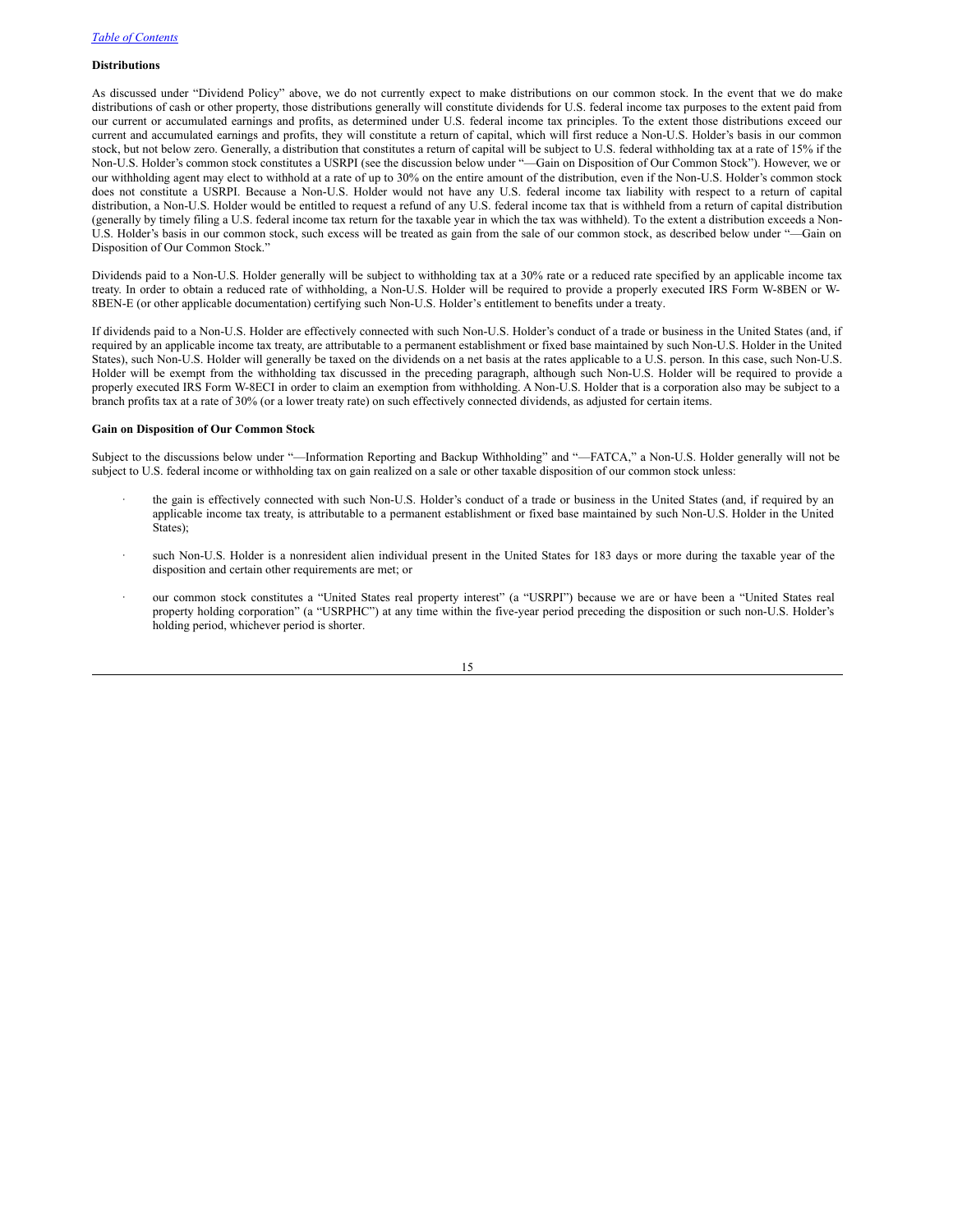### Distributions

As discussed under "Dividend Policy" above, we do not currently expect to make distributions on our common stock. In the event that we do make distributions of cash or other property, those distributions generally will constitute dividends for U.S. federal income tax purposes to the extent paid from our current or accumulated earnings and profits, as determined under U.S. federal income tax principles. To the extent those distributions exceed our current and accumulated earnings and profits, they will constitute a return of capital, which will first reduce a Non-U.S. Holder's basis in our common stock, but not below zero. Generally, a distribution that constitutes a return of capital will be subject to U.S. federal withholding tax at a rate of 15% if the Non-U.S. Holder's common stock constitutes a USRPI (see the discussion below under "—Gain on Disposition of Our Common Stock"). However, we or our withholding agent may elect to withhold at a rate of up to 30% on the entire amount of the distribution, even if the Non-U.S. Holder's common stock does not constitute a USRPI. Because a Non-U.S. Holder would not have any U.S. federal income tax liability with respect to a return of capital distribution, a Non-U.S. Holder would be entitled to request a refund of any U.S. federal income tax that is withheld from a return of capital distribution (generally by timely filing a U.S. federal income tax return for the taxable year in which the tax was withheld). To the extent a distribution exceeds a Non-U.S. Holder's basis in our common stock, such excess will be treated as gain from the sale of our common stock, as described below under "—Gain on Disposition of Our Common Stock."

Dividends paid to a Non-U.S. Holder generally will be subject to withholding tax at a 30% rate or a reduced rate specified by an applicable income tax treaty. In order to obtain a reduced rate of withholding, a Non-U.S. Holder will be required to provide a properly executed IRS Form W-8BEN or W-8BEN-E (or other applicable documentation) certifying such Non-U.S. Holder's entitlement to benefits under a treaty.

If dividends paid to a Non-U.S. Holder are effectively connected with such Non-U.S. Holder's conduct of a trade or business in the United States (and, if required by an applicable income tax treaty, are attributable to a permanent establishment or fixed base maintained by such Non-U.S. Holder in the United States), such Non-U.S. Holder will generally be taxed on the dividends on a net basis at the rates applicable to a U.S. person. In this case, such Non-U.S. Holder will be exempt from the withholding tax discussed in the preceding paragraph, although such Non-U.S. Holder will be required to provide a properly executed IRS Form W-8ECI in order to claim an exemption from withholding. A Non-U.S. Holder that is a corporation also may be subject to a branch profits tax at a rate of 30% (or a lower treaty rate) on such effectively connected dividends, as adjusted for certain items.

### Gain on Disposition of Our Common Stock

Subject to the discussions below under "—Information Reporting and Backup Withholding" and "—FATCA," a Non-U.S. Holder generally will not be subject to U.S. federal income or withholding tax on gain realized on a sale or other taxable disposition of our common stock unless:

- the gain is effectively connected with such Non-U.S. Holder's conduct of a trade or business in the United States (and, if required by an applicable income tax treaty, is attributable to a permanent establishment or fixed base maintained by such Non-U.S. Holder in the United States);

- such Non-U.S. Holder is a nonresident alien individual present in the United States for 183 days or more during the taxable year of the disposition and certain other requirements are met; or

- our common stock constitutes a "United States real property interest" (a "USRPI") because we are or have been a "United States real property holding corporation" (a "USRPHC") at any time within the five-year period preceding the disposition or such non-U.S. Holder's holding period, whichever period is shorter.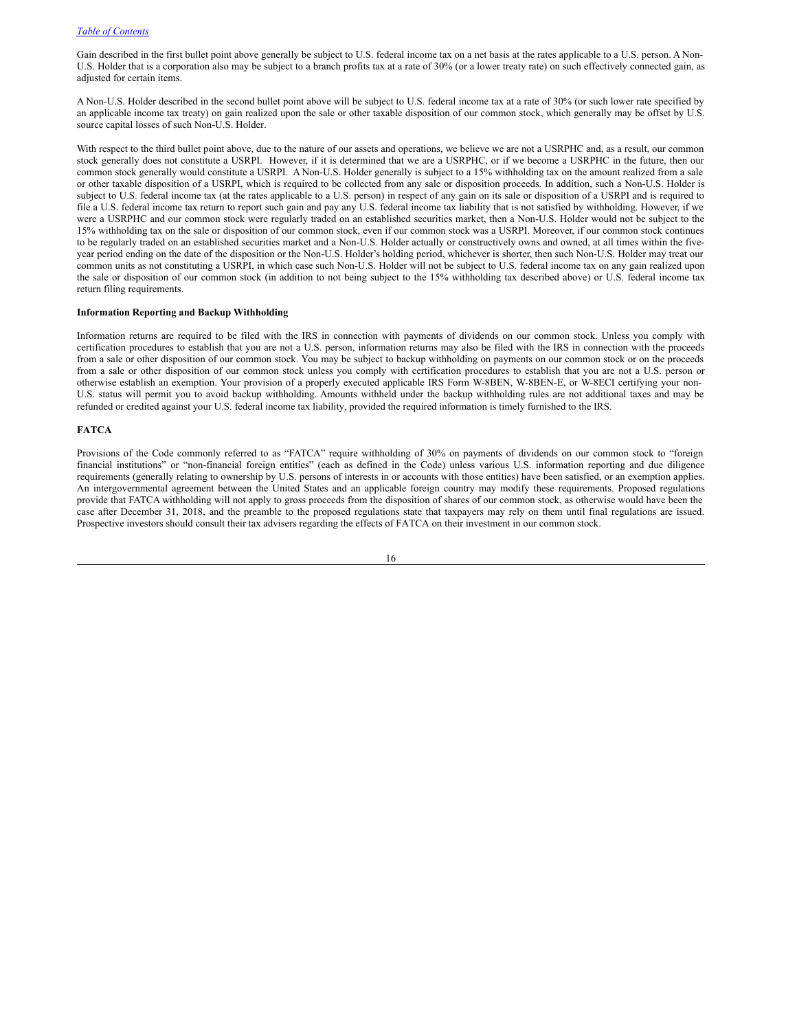Gain described in the first bullet point above generally be subject to U.S. federal income tax on a net basis at the rates applicable to a U.S. person. A Non-U.S. Holder that is a corporation also may be subject to a branch profits tax at a rate of 30% (or a lower treaty rate) on such effectively connected gain, as adjusted for certain items.

A Non-U.S. Holder described in the second bullet point above will be subject to U.S. federal income tax at a rate of 30% (or such lower rate specified by an applicable income tax treaty) on gain realized upon the sale or other taxable disposition of our common stock, which generally may be offset by U.S. source capital losses of such Non-U.S. Holder.

With respect to the third bullet point above, due to the nature of our assets and operations, we believe we are not a USRPHC and, as a result, our common stock generally does not constitute a USRPI. However, if it is determined that we are a USRPHC, or if we become a USRPHC in the future, then our common stock generally would constitute a USRPI. A Non-U.S. Holder generally is subject to a 15% withholding tax on the amount realized from a sale or other taxable disposition of a USRPI, which is required to be collected from any sale or disposition proceeds. In addition, such a Non-U.S. Holder is subject to U.S. federal income tax (at the rates applicable to a U.S. person) in respect of any gain on its sale or disposition of a USRPI and is required to file a U.S. federal income tax return to report such gain and pay any U.S. federal income tax liability that is not satisfied by withholding. However, if we were a USRPHC and our common stock were regularly traded on an established securities market, then a Non-U.S. Holder would not be subject to the 15% withholding tax on the sale or disposition of our common stock, even if our common stock was a USRPI. Moreover, if our common stock continues to be regularly traded on an established securities market and a Non-U.S. Holder actually or constructively owns and owned, at all times within the five-year period ending on the date of the disposition or the Non-U.S. Holder's holding period, whichever is shorter, then such Non-U.S. Holder may treat our common units as not constituting a USRPI, in which case such Non-U.S. Holder will not be subject to U.S. federal income tax on any gain realized upon the sale or disposition of our common stock (in addition to not being subject to the 15% withholding tax described above) or U.S. federal income tax return filing requirements.

**Information Reporting and Backup Withholding**

Information returns are required to be filed with the IRS in connection with payments of dividends on our common stock. Unless you comply with certification procedures to establish that you are not a U.S. person, information returns may also be filed with the IRS in connection with the proceeds from a sale or other disposition of our common stock. You may be subject to backup withholding on payments on our common stock or on the proceeds from a sale or other disposition of our common stock unless you comply with certification procedures to establish that you are not a U.S. person or otherwise establish an exemption. Your provision of a properly executed applicable IRS Form W-8BEN, W-8BEN-E, or W-8ECI certifying your non-U.S. status will permit you to avoid backup withholding. Amounts withheld under the backup withholding rules are not additional taxes and may be refunded or credited against your U.S. federal income tax liability, provided the required information is timely furnished to the IRS.

**FATCA**

Provisions of the Code commonly referred to as "FATCA" require withholding of 30% on payments of dividends on our common stock to "foreign financial institutions" or "non-financial foreign entities" (each as defined in the Code) unless various U.S. information reporting and due diligence requirements (generally relating to ownership by U.S. persons of interests in or accounts with those entities) have been satisfied, or an exemption applies. An intergovernmental agreement between the United States and an applicable foreign country may modify these requirements. Proposed regulations provide that FATCA withholding will not apply to gross proceeds from the disposition of shares of our common stock, as otherwise would have been the case after December 31, 2018, and the preamble to the proposed regulations state that taxpayers may rely on them until final regulations are issued. Prospective investors should consult their tax advisers regarding the effects of FATCA on their investment in our common stock.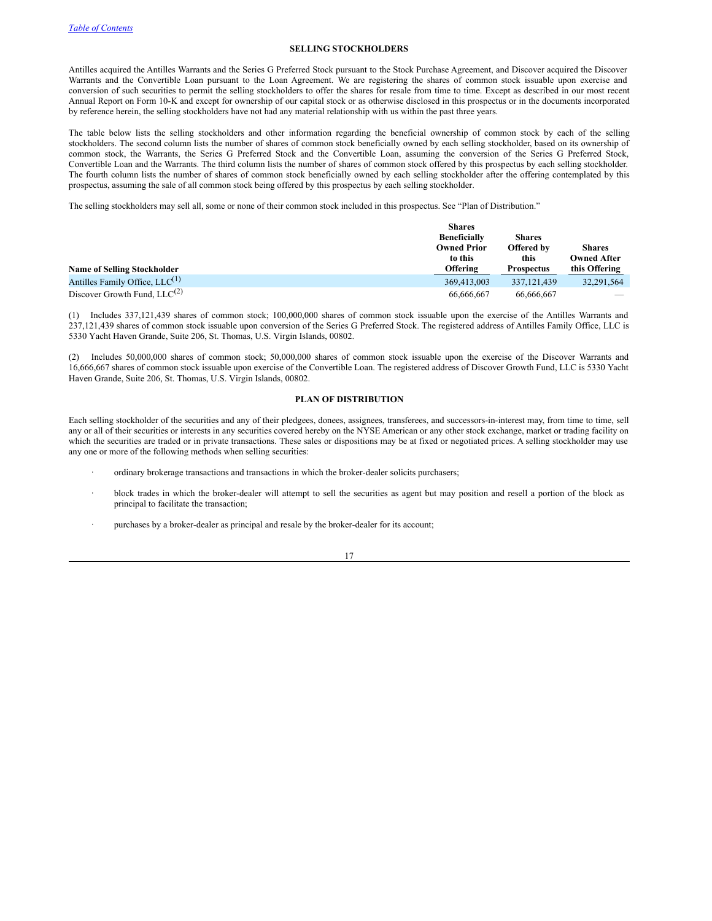## SELLING STOCKHOLDERS

Antilles acquired the Antilles Warrants and the Series G Preferred Stock pursuant to the Stock Purchase Agreement, and Discover acquired the Discover Warrants and the Convertible Loan pursuant to the Loan Agreement. We are registering the shares of common stock issuable upon exercise and conversion of such securities to permit the selling stockholders to offer the shares for resale from time to time. Except as described in our most recent Annual Report on Form 10-K and except for ownership of our capital stock or as otherwise disclosed in this prospectus or in the documents incorporated by reference herein, the selling stockholders have not had any material relationship with us within the past three years.

The table below lists the selling stockholders and other information regarding the beneficial ownership of common stock by each of the selling stockholders. The second column lists the number of shares of common stock beneficially owned by each selling stockholder, based on its ownership of common stock, the Warrants, the Series G Preferred Stock and the Convertible Loan, assuming the conversion of the Series G Preferred Stock, Convertible Loan and the Warrants. The third column lists the number of shares of common stock offered by this prospectus by each selling stockholder. The fourth column lists the number of shares of common stock beneficially owned by each selling stockholder after the offering contemplated by this prospectus, assuming the sale of all common stock being offered by this prospectus by each selling stockholder.

The selling stockholders may sell all, some or none of their common stock included in this prospectus. See "Plan of Distribution."

| Name of Selling Stockholder | Shares Beneficially Owned Prior to this Offering | Shares Offered by this Prospectus | Shares Owned After this Offering |
|---|---|---|---|
| Antilles Family Office, LLC[(1)] | 369,413,003 | 337,121,439 | 32,291,564 |
| Discover Growth Fund, LLC[(2)] | 66,666,667 | 66,666,667 | — |

(1) Includes 337,121,439 shares of common stock; 100,000,000 shares of common stock issuable upon the exercise of the Antilles Warrants and 237,121,439 shares of common stock issuable upon conversion of the Series G Preferred Stock. The registered address of Antilles Family Office, LLC is 5330 Yacht Haven Grande, Suite 206, St. Thomas, U.S. Virgin Islands, 00802.

(2) Includes 50,000,000 shares of common stock; 50,000,000 shares of common stock issuable upon the exercise of the Discover Warrants and 16,666,667 shares of common stock issuable upon exercise of the Convertible Loan. The registered address of Discover Growth Fund, LLC is 5330 Yacht Haven Grande, Suite 206, St. Thomas, U.S. Virgin Islands, 00802.

## PLAN OF DISTRIBUTION

Each selling stockholder of the securities and any of their pledgees, donees, assignees, transferees, and successors-in-interest may, from time to time, sell any or all of their securities or interests in any securities covered hereby on the NYSE American or any other stock exchange, market or trading facility on which the securities are traded or in private transactions. These sales or dispositions may be at fixed or negotiated prices. A selling stockholder may use any one or more of the following methods when selling securities:

- ordinary brokerage transactions and transactions in which the broker-dealer solicits purchasers;
- block trades in which the broker-dealer will attempt to sell the securities as agent but may position and resell a portion of the block as principal to facilitate the transaction;
- purchases by a broker-dealer as principal and resale by the broker-dealer for its account;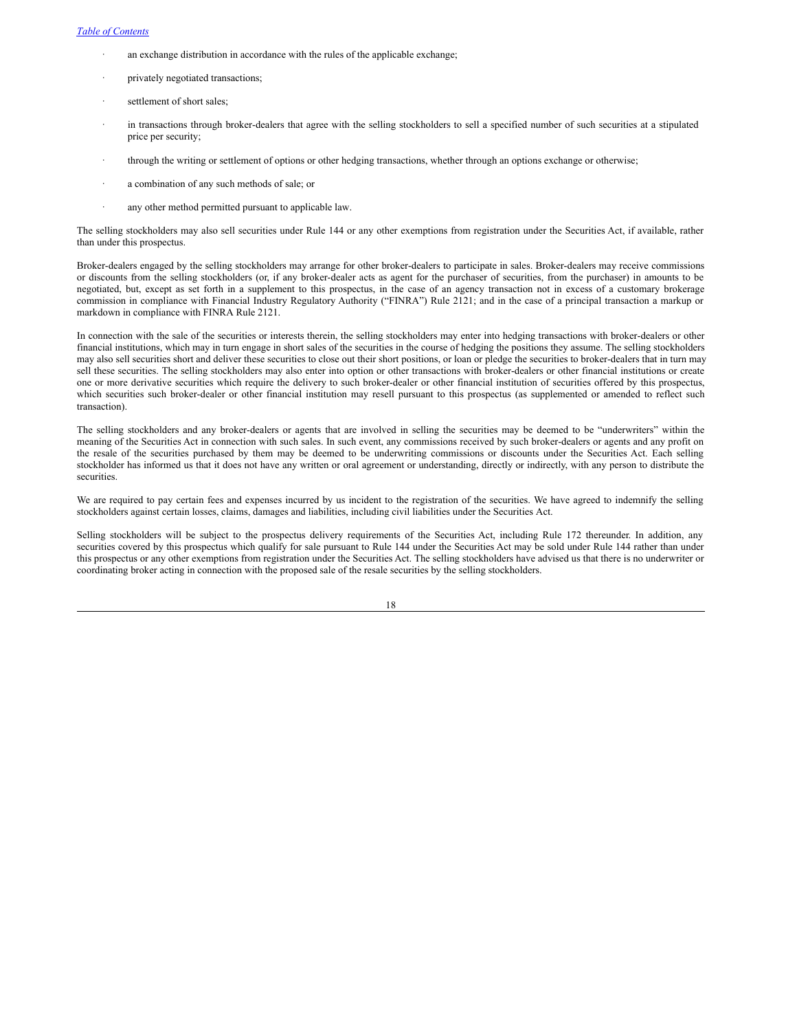- an exchange distribution in accordance with the rules of the applicable exchange;
- privately negotiated transactions;
- settlement of short sales;
- in transactions through broker-dealers that agree with the selling stockholders to sell a specified number of such securities at a stipulated price per security;
- through the writing or settlement of options or other hedging transactions, whether through an options exchange or otherwise;
- a combination of any such methods of sale; or
- any other method permitted pursuant to applicable law.

The selling stockholders may also sell securities under Rule 144 or any other exemptions from registration under the Securities Act, if available, rather than under this prospectus.

Broker-dealers engaged by the selling stockholders may arrange for other broker-dealers to participate in sales. Broker-dealers may receive commissions or discounts from the selling stockholders (or, if any broker-dealer acts as agent for the purchaser of securities, from the purchaser) in amounts to be negotiated, but, except as set forth in a supplement to this prospectus, in the case of an agency transaction not in excess of a customary brokerage commission in compliance with Financial Industry Regulatory Authority ("FINRA") Rule 2121; and in the case of a principal transaction a markup or markdown in compliance with FINRA Rule 2121.

In connection with the sale of the securities or interests therein, the selling stockholders may enter into hedging transactions with broker-dealers or other financial institutions, which may in turn engage in short sales of the securities in the course of hedging the positions they assume. The selling stockholders may also sell securities short and deliver these securities to close out their short positions, or loan or pledge the securities to broker-dealers that in turn may sell these securities. The selling stockholders may also enter into option or other transactions with broker-dealers or other financial institutions or create one or more derivative securities which require the delivery to such broker-dealer or other financial institution of securities offered by this prospectus, which securities such broker-dealer or other financial institution may resell pursuant to this prospectus (as supplemented or amended to reflect such transaction).

The selling stockholders and any broker-dealers or agents that are involved in selling the securities may be deemed to be "underwriters" within the meaning of the Securities Act in connection with such sales. In such event, any commissions received by such broker-dealers or agents and any profit on the resale of the securities purchased by them may be deemed to be underwriting commissions or discounts under the Securities Act. Each selling stockholder has informed us that it does not have any written or oral agreement or understanding, directly or indirectly, with any person to distribute the securities.

We are required to pay certain fees and expenses incurred by us incident to the registration of the securities. We have agreed to indemnify the selling stockholders against certain losses, claims, damages and liabilities, including civil liabilities under the Securities Act.

Selling stockholders will be subject to the prospectus delivery requirements of the Securities Act, including Rule 172 thereunder. In addition, any securities covered by this prospectus which qualify for sale pursuant to Rule 144 under the Securities Act may be sold under Rule 144 rather than under this prospectus or any other exemptions from registration under the Securities Act. The selling stockholders have advised us that there is no underwriter or coordinating broker acting in connection with the proposed sale of the resale securities by the selling stockholders.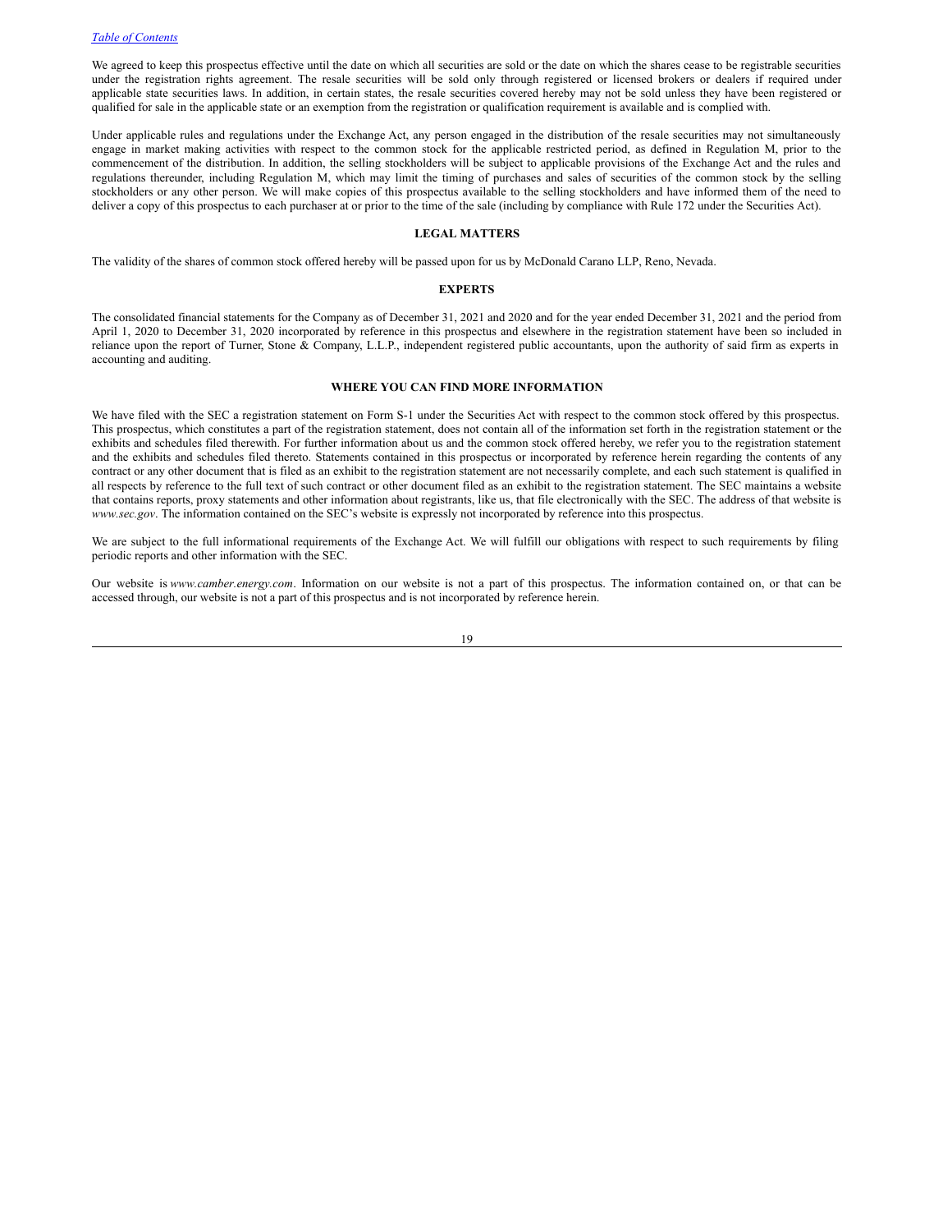We agreed to keep this prospectus effective until the date on which all securities are sold or the date on which the shares cease to be registrable securities under the registration rights agreement. The resale securities will be sold only through registered or licensed brokers or dealers if required under applicable state securities laws. In addition, in certain states, the resale securities covered hereby may not be sold unless they have been registered or qualified for sale in the applicable state or an exemption from the registration or qualification requirement is available and is complied with.

Under applicable rules and regulations under the Exchange Act, any person engaged in the distribution of the resale securities may not simultaneously engage in market making activities with respect to the common stock for the applicable restricted period, as defined in Regulation M, prior to the commencement of the distribution. In addition, the selling stockholders will be subject to applicable provisions of the Exchange Act and the rules and regulations thereunder, including Regulation M, which may limit the timing of purchases and sales of securities of the common stock by the selling stockholders or any other person. We will make copies of this prospectus available to the selling stockholders and have informed them of the need to deliver a copy of this prospectus to each purchaser at or prior to the time of the sale (including by compliance with Rule 172 under the Securities Act).

## LEGAL MATTERS

The validity of the shares of common stock offered hereby will be passed upon for us by McDonald Carano LLP, Reno, Nevada.

## EXPERTS

The consolidated financial statements for the Company as of December 31, 2021 and 2020 and for the year ended December 31, 2021 and the period from April 1, 2020 to December 31, 2020 incorporated by reference in this prospectus and elsewhere in the registration statement have been so included in reliance upon the report of Turner, Stone & Company, L.L.P., independent registered public accountants, upon the authority of said firm as experts in accounting and auditing.

## WHERE YOU CAN FIND MORE INFORMATION

We have filed with the SEC a registration statement on Form S-1 under the Securities Act with respect to the common stock offered by this prospectus. This prospectus, which constitutes a part of the registration statement, does not contain all of the information set forth in the registration statement or the exhibits and schedules filed therewith. For further information about us and the common stock offered hereby, we refer you to the registration statement and the exhibits and schedules filed thereto. Statements contained in this prospectus or incorporated by reference herein regarding the contents of any contract or any other document that is filed as an exhibit to the registration statement are not necessarily complete, and each such statement is qualified in all respects by reference to the full text of such contract or other document filed as an exhibit to the registration statement. The SEC maintains a website that contains reports, proxy statements and other information about registrants, like us, that file electronically with the SEC. The address of that website is *www.sec.gov*. The information contained on the SEC's website is expressly not incorporated by reference into this prospectus.

We are subject to the full informational requirements of the Exchange Act. We will fulfill our obligations with respect to such requirements by filing periodic reports and other information with the SEC.

Our website is *www.camber.energy.com*. Information on our website is not a part of this prospectus. The information contained on, or that can be accessed through, our website is not a part of this prospectus and is not incorporated by reference herein.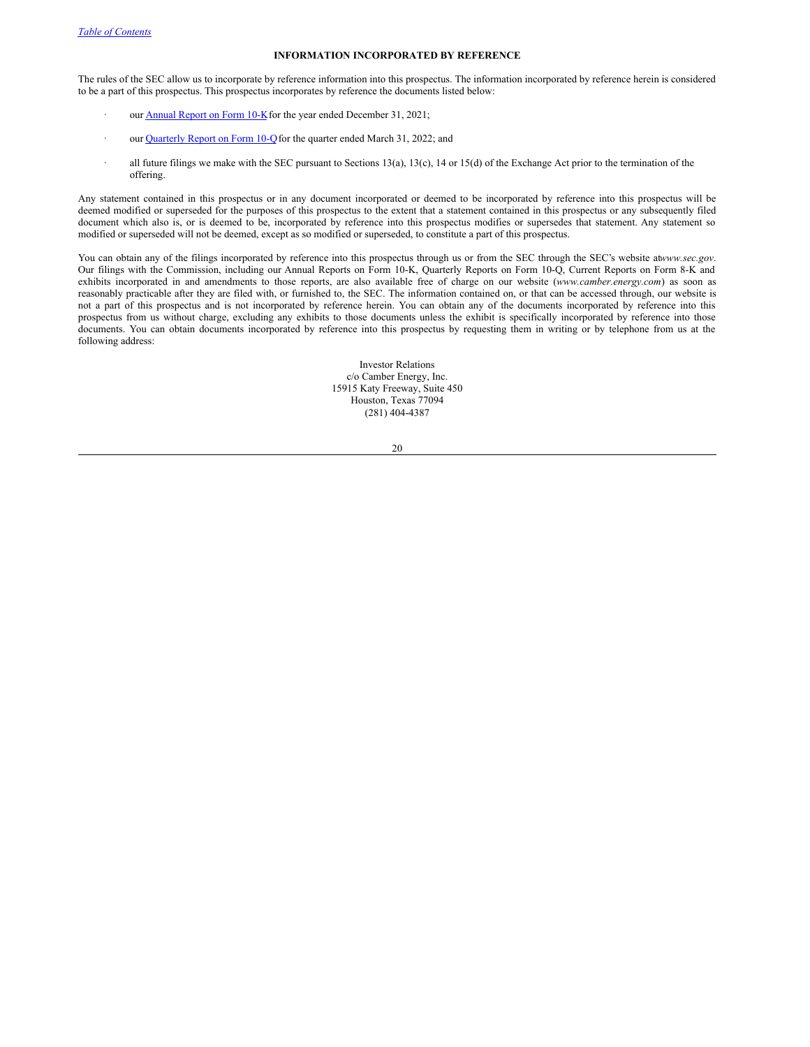## INFORMATION INCORPORATED BY REFERENCE

The rules of the SEC allow us to incorporate by reference information into this prospectus. The information incorporated by reference herein is considered to be a part of this prospectus. This prospectus incorporates by reference the documents listed below:

- our Annual Report on Form 10-K for the year ended December 31, 2021;
- our Quarterly Report on Form 10-Q for the quarter ended March 31, 2022; and
- all future filings we make with the SEC pursuant to Sections 13(a), 13(c), 14 or 15(d) of the Exchange Act prior to the termination of the offering.

Any statement contained in this prospectus or in any document incorporated or deemed to be incorporated by reference into this prospectus will be deemed modified or superseded for the purposes of this prospectus to the extent that a statement contained in this prospectus or any subsequently filed document which also is, or is deemed to be, incorporated by reference into this prospectus modifies or supersedes that statement. Any statement so modified or superseded will not be deemed, except as so modified or superseded, to constitute a part of this prospectus.

You can obtain any of the filings incorporated by reference into this prospectus through us or from the SEC through the SEC's website at *www.sec.gov*. Our filings with the Commission, including our Annual Reports on Form 10-K, Quarterly Reports on Form 10-Q, Current Reports on Form 8-K and exhibits incorporated in and amendments to those reports, are also available free of charge on our website (*www.camber.energy.com*) as soon as reasonably practicable after they are filed with, or furnished to, the SEC. The information contained on, or that can be accessed through, our website is not a part of this prospectus and is not incorporated by reference herein. You can obtain any of the documents incorporated by reference into this prospectus from us without charge, excluding any exhibits to those documents unless the exhibit is specifically incorporated by reference into those documents. You can obtain documents incorporated by reference into this prospectus by requesting them in writing or by telephone from us at the following address:

Investor Relations
c/o Camber Energy, Inc.
15915 Katy Freeway, Suite 450
Houston, Texas 77094
(281) 404-4387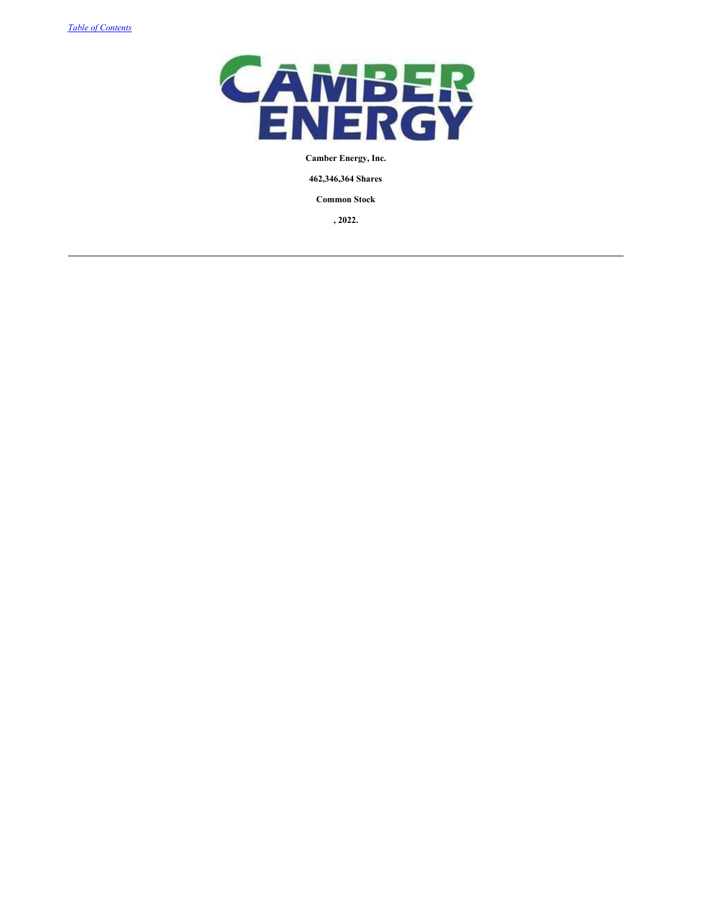**Camber Energy, Inc.**

**462,346,364 Shares**

**Common Stock**

**, 2022.**

---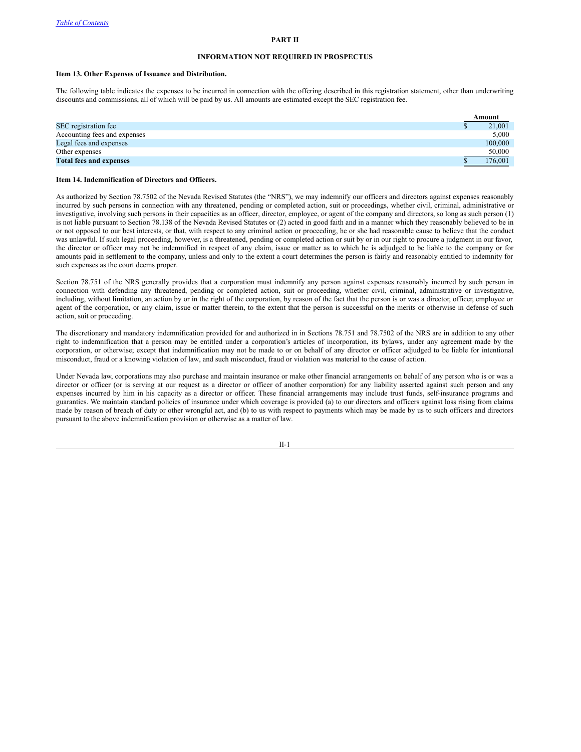## PART II

## INFORMATION NOT REQUIRED IN PROSPECTUS

### Item 13. Other Expenses of Issuance and Distribution.

The following table indicates the expenses to be incurred in connection with the offering described in this registration statement, other than underwriting discounts and commissions, all of which will be paid by us. All amounts are estimated except the SEC registration fee.

| | Amount |
|---|---|
| SEC registration fee | $ 21,001 |
| Accounting fees and expenses | 5,000 |
| Legal fees and expenses | 100,000 |
| Other expenses | 50,000 |
| **Total fees and expenses** | $ 176,001 |

### Item 14. Indemnification of Directors and Officers.

As authorized by Section 78.7502 of the Nevada Revised Statutes (the "NRS"), we may indemnify our officers and directors against expenses reasonably incurred by such persons in connection with any threatened, pending or completed action, suit or proceedings, whether civil, criminal, administrative or investigative, involving such persons in their capacities as an officer, director, employee, or agent of the company and directors, so long as such person (1) is not liable pursuant to Section 78.138 of the Nevada Revised Statutes or (2) acted in good faith and in a manner which they reasonably believed to be in or not opposed to our best interests, or that, with respect to any criminal action or proceeding, he or she had reasonable cause to believe that the conduct was unlawful. If such legal proceeding, however, is a threatened, pending or completed action or suit by or in our right to procure a judgment in our favor, the director or officer may not be indemnified in respect of any claim, issue or matter as to which he is adjudged to be liable to the company or for amounts paid in settlement to the company, unless and only to the extent a court determines the person is fairly and reasonably entitled to indemnity for such expenses as the court deems proper.

Section 78.751 of the NRS generally provides that a corporation must indemnify any person against expenses reasonably incurred by such person in connection with defending any threatened, pending or completed action, suit or proceeding, whether civil, criminal, administrative or investigative, including, without limitation, an action by or in the right of the corporation, by reason of the fact that the person is or was a director, officer, employee or agent of the corporation, or any claim, issue or matter therein, to the extent that the person is successful on the merits or otherwise in defense of such action, suit or proceeding.

The discretionary and mandatory indemnification provided for and authorized in in Sections 78.751 and 78.7502 of the NRS are in addition to any other right to indemnification that a person may be entitled under a corporation's articles of incorporation, its bylaws, under any agreement made by the corporation, or otherwise; except that indemnification may not be made to or on behalf of any director or officer adjudged to be liable for intentional misconduct, fraud or a knowing violation of law, and such misconduct, fraud or violation was material to the cause of action.

Under Nevada law, corporations may also purchase and maintain insurance or make other financial arrangements on behalf of any person who is or was a director or officer (or is serving at our request as a director or officer of another corporation) for any liability asserted against such person and any expenses incurred by him in his capacity as a director or officer. These financial arrangements may include trust funds, self-insurance programs and guaranties. We maintain standard policies of insurance under which coverage is provided (a) to our directors and officers against loss rising from claims made by reason of breach of duty or other wrongful act, and (b) to us with respect to payments which may be made by us to such officers and directors pursuant to the above indemnification provision or otherwise as a matter of law.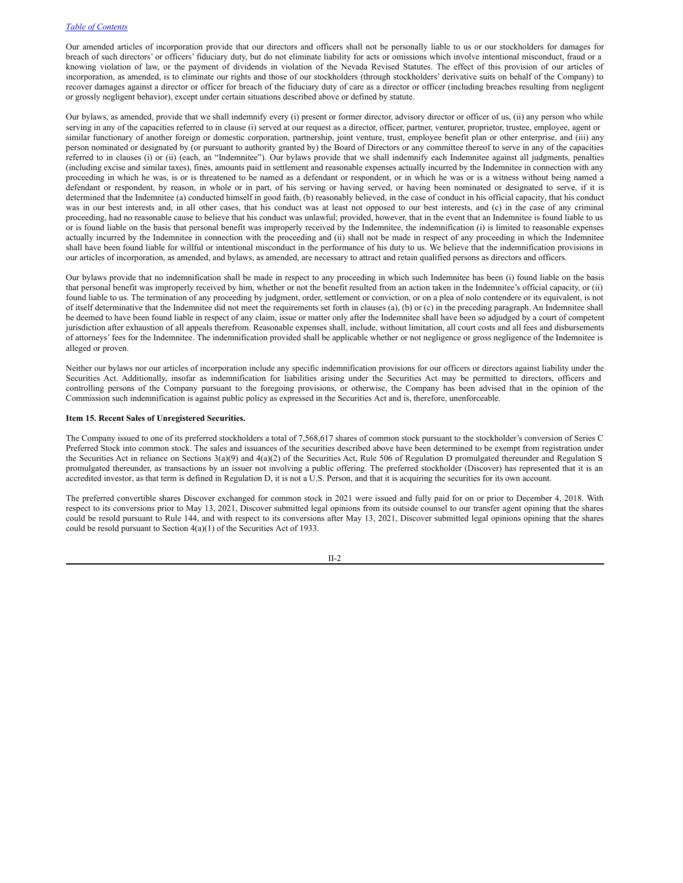Our amended articles of incorporation provide that our directors and officers shall not be personally liable to us or our stockholders for damages for breach of such directors' or officers' fiduciary duty, but do not eliminate liability for acts or omissions which involve intentional misconduct, fraud or a knowing violation of law, or the payment of dividends in violation of the Nevada Revised Statutes. The effect of this provision of our articles of incorporation, as amended, is to eliminate our rights and those of our stockholders (through stockholders' derivative suits on behalf of the Company) to recover damages against a director or officer for breach of the fiduciary duty of care as a director or officer (including breaches resulting from negligent or grossly negligent behavior), except under certain situations described above or defined by statute.

Our bylaws, as amended, provide that we shall indemnify every (i) present or former director, advisory director or officer of us, (ii) any person who while serving in any of the capacities referred to in clause (i) served at our request as a director, officer, partner, venturer, proprietor, trustee, employee, agent or similar functionary of another foreign or domestic corporation, partnership, joint venture, trust, employee benefit plan or other enterprise, and (iii) any person nominated or designated by (or pursuant to authority granted by) the Board of Directors or any committee thereof to serve in any of the capacities referred to in clauses (i) or (ii) (each, an "Indemnitee"). Our bylaws provide that we shall indemnify each Indemnitee against all judgments, penalties (including excise and similar taxes), fines, amounts paid in settlement and reasonable expenses actually incurred by the Indemnitee in connection with any proceeding in which he was, is or is threatened to be named as a defendant or respondent, or in which he was or is a witness without being named a defendant or respondent, by reason, in whole or in part, of his serving or having served, or having been nominated or designated to serve, if it is determined that the Indemnitee (a) conducted himself in good faith, (b) reasonably believed, in the case of conduct in his official capacity, that his conduct was in our best interests and, in all other cases, that his conduct was at least not opposed to our best interests, and (c) in the case of any criminal proceeding, had no reasonable cause to believe that his conduct was unlawful; provided, however, that in the event that an Indemnitee is found liable to us or is found liable on the basis that personal benefit was improperly received by the Indemnitee, the indemnification (i) is limited to reasonable expenses actually incurred by the Indemnitee in connection with the proceeding and (ii) shall not be made in respect of any proceeding in which the Indemnitee shall have been found liable for willful or intentional misconduct in the performance of his duty to us. We believe that the indemnification provisions in our articles of incorporation, as amended, and bylaws, as amended, are necessary to attract and retain qualified persons as directors and officers.

Our bylaws provide that no indemnification shall be made in respect to any proceeding in which such Indemnitee has been (i) found liable on the basis that personal benefit was improperly received by him, whether or not the benefit resulted from an action taken in the Indemnitee's official capacity, or (ii) found liable to us. The termination of any proceeding by judgment, order, settlement or conviction, or on a plea of nolo contendere or its equivalent, is not of itself determinative that the Indemnitee did not meet the requirements set forth in clauses (a), (b) or (c) in the preceding paragraph. An Indemnitee shall be deemed to have been found liable in respect of any claim, issue or matter only after the Indemnitee shall have been so adjudged by a court of competent jurisdiction after exhaustion of all appeals therefrom. Reasonable expenses shall, include, without limitation, all court costs and all fees and disbursements of attorneys' fees for the Indemnitee. The indemnification provided shall be applicable whether or not negligence or gross negligence of the Indemnitee is alleged or proven.

Neither our bylaws nor our articles of incorporation include any specific indemnification provisions for our officers or directors against liability under the Securities Act. Additionally, insofar as indemnification for liabilities arising under the Securities Act may be permitted to directors, officers and controlling persons of the Company pursuant to the foregoing provisions, or otherwise, the Company has been advised that in the opinion of the Commission such indemnification is against public policy as expressed in the Securities Act and is, therefore, unenforceable.

**Item 15. Recent Sales of Unregistered Securities.**

The Company issued to one of its preferred stockholders a total of 7,568,617 shares of common stock pursuant to the stockholder's conversion of Series C Preferred Stock into common stock. The sales and issuances of the securities described above have been determined to be exempt from registration under the Securities Act in reliance on Sections 3(a)(9) and 4(a)(2) of the Securities Act, Rule 506 of Regulation D promulgated thereunder and Regulation S promulgated thereunder, as transactions by an issuer not involving a public offering. The preferred stockholder (Discover) has represented that it is an accredited investor, as that term is defined in Regulation D, it is not a U.S. Person, and that it is acquiring the securities for its own account.

The preferred convertible shares Discover exchanged for common stock in 2021 were issued and fully paid for on or prior to December 4, 2018. With respect to its conversions prior to May 13, 2021, Discover submitted legal opinions from its outside counsel to our transfer agent opining that the shares could be resold pursuant to Rule 144, and with respect to its conversions after May 13, 2021, Discover submitted legal opinions opining that the shares could be resold pursuant to Section 4(a)(1) of the Securities Act of 1933.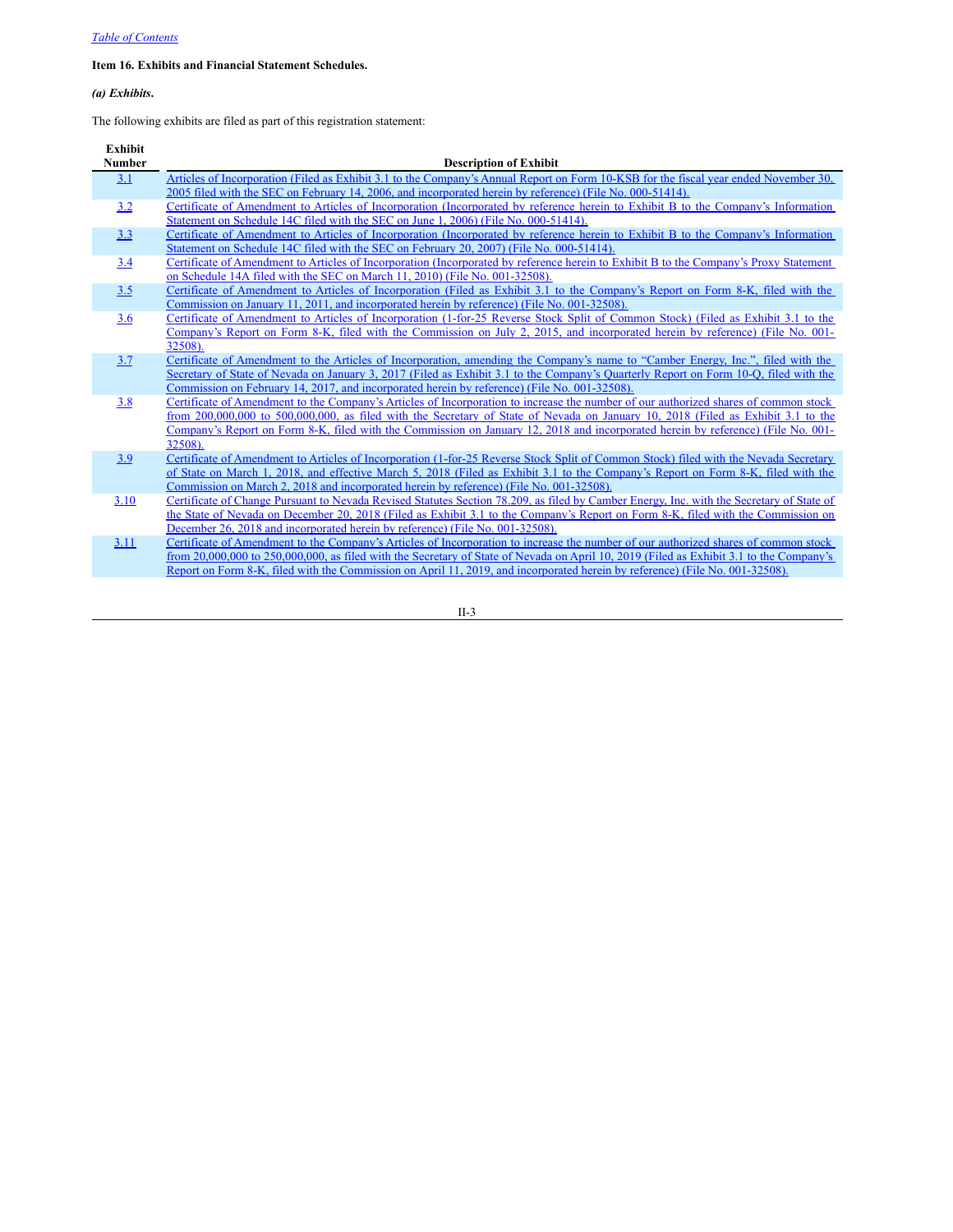**Item 16. Exhibits and Financial Statement Schedules.**

***(a) Exhibits.***

The following exhibits are filed as part of this registration statement:

| Exhibit Number | Description of Exhibit |
|---|---|
| 3.1 | Articles of Incorporation (Filed as Exhibit 3.1 to the Company's Annual Report on Form 10-KSB for the fiscal year ended November 30, 2005 filed with the SEC on February 14, 2006, and incorporated herein by reference) (File No. 000-51414). |
| 3.2 | Certificate of Amendment to Articles of Incorporation (Incorporated by reference herein to Exhibit B to the Company's Information Statement on Schedule 14C filed with the SEC on June 1, 2006) (File No. 000-51414). |
| 3.3 | Certificate of Amendment to Articles of Incorporation (Incorporated by reference herein to Exhibit B to the Company's Information Statement on Schedule 14C filed with the SEC on February 20, 2007) (File No. 000-51414). |
| 3.4 | Certificate of Amendment to Articles of Incorporation (Incorporated by reference herein to Exhibit B to the Company's Proxy Statement on Schedule 14A filed with the SEC on March 11, 2010) (File No. 001-32508). |
| 3.5 | Certificate of Amendment to Articles of Incorporation (Filed as Exhibit 3.1 to the Company's Report on Form 8-K, filed with the Commission on January 11, 2011, and incorporated herein by reference) (File No. 001-32508). |
| 3.6 | Certificate of Amendment to Articles of Incorporation (1-for-25 Reverse Stock Split of Common Stock) (Filed as Exhibit 3.1 to the Company's Report on Form 8-K, filed with the Commission on July 2, 2015, and incorporated herein by reference) (File No. 001-32508). |
| 3.7 | Certificate of Amendment to the Articles of Incorporation, amending the Company's name to "Camber Energy, Inc.", filed with the Secretary of State of Nevada on January 3, 2017 (Filed as Exhibit 3.1 to the Company's Quarterly Report on Form 10-Q, filed with the Commission on February 14, 2017, and incorporated herein by reference) (File No. 001-32508). |
| 3.8 | Certificate of Amendment to the Company's Articles of Incorporation to increase the number of our authorized shares of common stock from 200,000,000 to 500,000,000, as filed with the Secretary of State of Nevada on January 10, 2018 (Filed as Exhibit 3.1 to the Company's Report on Form 8-K, filed with the Commission on January 12, 2018 and incorporated herein by reference) (File No. 001-32508). |
| 3.9 | Certificate of Amendment to Articles of Incorporation (1-for-25 Reverse Stock Split of Common Stock) filed with the Nevada Secretary of State on March 1, 2018, and effective March 5, 2018 (Filed as Exhibit 3.1 to the Company's Report on Form 8-K, filed with the Commission on March 2, 2018 and incorporated herein by reference) (File No. 001-32508). |
| 3.10 | Certificate of Change Pursuant to Nevada Revised Statutes Section 78.209, as filed by Camber Energy, Inc. with the Secretary of State of the State of Nevada on December 20, 2018 (Filed as Exhibit 3.1 to the Company's Report on Form 8-K, filed with the Commission on December 26, 2018 and incorporated herein by reference) (File No. 001-32508). |
| 3.11 | Certificate of Amendment to the Company's Articles of Incorporation to increase the number of our authorized shares of common stock from 20,000,000 to 250,000,000, as filed with the Secretary of State of Nevada on April 10, 2019 (Filed as Exhibit 3.1 to the Company's Report on Form 8-K, filed with the Commission on April 11, 2019, and incorporated herein by reference) (File No. 001-32508). |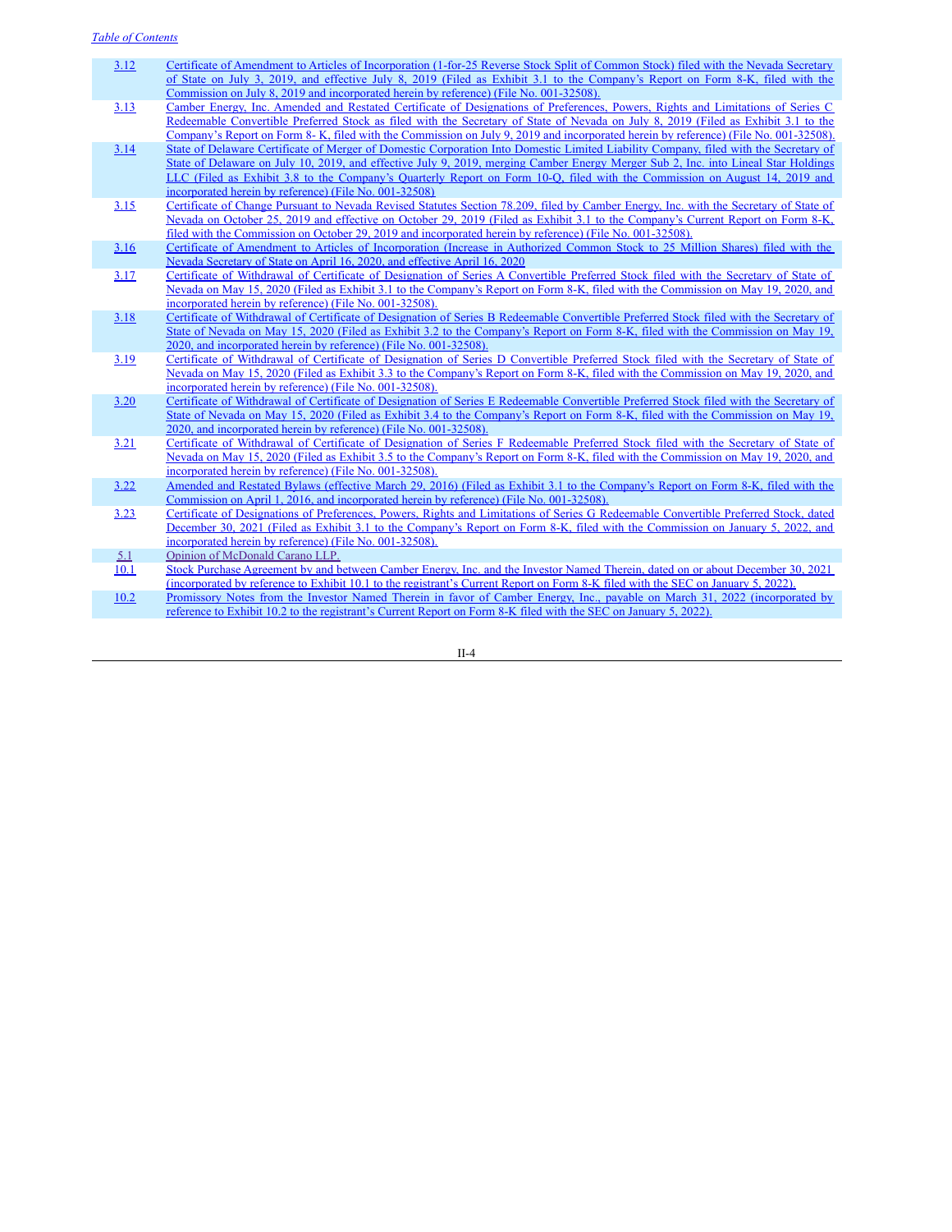| | |
|---|---|
| 3.12 | Certificate of Amendment to Articles of Incorporation (1-for-25 Reverse Stock Split of Common Stock) filed with the Nevada Secretary of State on July 3, 2019, and effective July 8, 2019 (Filed as Exhibit 3.1 to the Company's Report on Form 8-K, filed with the Commission on July 8, 2019 and incorporated herein by reference) (File No. 001-32508). |
| 3.13 | Camber Energy, Inc. Amended and Restated Certificate of Designations of Preferences, Powers, Rights and Limitations of Series C Redeemable Convertible Preferred Stock as filed with the Secretary of State of Nevada on July 8, 2019 (Filed as Exhibit 3.1 to the Company's Report on Form 8- K, filed with the Commission on July 9, 2019 and incorporated herein by reference) (File No. 001-32508). |
| 3.14 | State of Delaware Certificate of Merger of Domestic Corporation Into Domestic Limited Liability Company, filed with the Secretary of State of Delaware on July 10, 2019, and effective July 9, 2019, merging Camber Energy Merger Sub 2, Inc. into Lineal Star Holdings LLC (Filed as Exhibit 3.8 to the Company's Quarterly Report on Form 10-Q, filed with the Commission on August 14, 2019 and incorporated herein by reference) (File No. 001-32508) |
| 3.15 | Certificate of Change Pursuant to Nevada Revised Statutes Section 78.209, filed by Camber Energy, Inc. with the Secretary of State of Nevada on October 25, 2019 and effective on October 29, 2019 (Filed as Exhibit 3.1 to the Company's Current Report on Form 8-K, filed with the Commission on October 29, 2019 and incorporated herein by reference) (File No. 001-32508). |
| 3.16 | Certificate of Amendment to Articles of Incorporation (Increase in Authorized Common Stock to 25 Million Shares) filed with the Nevada Secretary of State on April 16, 2020, and effective April 16, 2020 |
| 3.17 | Certificate of Withdrawal of Certificate of Designation of Series A Convertible Preferred Stock filed with the Secretary of State of Nevada on May 15, 2020 (Filed as Exhibit 3.1 to the Company's Report on Form 8-K, filed with the Commission on May 19, 2020, and incorporated herein by reference) (File No. 001-32508). |
| 3.18 | Certificate of Withdrawal of Certificate of Designation of Series B Redeemable Convertible Preferred Stock filed with the Secretary of State of Nevada on May 15, 2020 (Filed as Exhibit 3.2 to the Company's Report on Form 8-K, filed with the Commission on May 19, 2020, and incorporated herein by reference) (File No. 001-32508). |
| 3.19 | Certificate of Withdrawal of Certificate of Designation of Series D Convertible Preferred Stock filed with the Secretary of State of Nevada on May 15, 2020 (Filed as Exhibit 3.3 to the Company's Report on Form 8-K, filed with the Commission on May 19, 2020, and incorporated herein by reference) (File No. 001-32508). |
| 3.20 | Certificate of Withdrawal of Certificate of Designation of Series E Redeemable Convertible Preferred Stock filed with the Secretary of State of Nevada on May 15, 2020 (Filed as Exhibit 3.4 to the Company's Report on Form 8-K, filed with the Commission on May 19, 2020, and incorporated herein by reference) (File No. 001-32508). |
| 3.21 | Certificate of Withdrawal of Certificate of Designation of Series F Redeemable Preferred Stock filed with the Secretary of State of Nevada on May 15, 2020 (Filed as Exhibit 3.5 to the Company's Report on Form 8-K, filed with the Commission on May 19, 2020, and incorporated herein by reference) (File No. 001-32508). |
| 3.22 | Amended and Restated Bylaws (effective March 29, 2016) (Filed as Exhibit 3.1 to the Company's Report on Form 8-K, filed with the Commission on April 1, 2016, and incorporated herein by reference) (File No. 001-32508). |
| 3.23 | Certificate of Designations of Preferences, Powers, Rights and Limitations of Series G Redeemable Convertible Preferred Stock, dated December 30, 2021 (Filed as Exhibit 3.1 to the Company's Report on Form 8-K, filed with the Commission on January 5, 2022, and incorporated herein by reference) (File No. 001-32508). |
| 5.1 | Opinion of McDonald Carano LLP. |
| 10.1 | Stock Purchase Agreement by and between Camber Energy, Inc. and the Investor Named Therein, dated on or about December 30, 2021 (incorporated by reference to Exhibit 10.1 to the registrant's Current Report on Form 8-K filed with the SEC on January 5, 2022). |
| 10.2 | Promissory Notes from the Investor Named Therein in favor of Camber Energy, Inc., payable on March 31, 2022 (incorporated by reference to Exhibit 10.2 to the registrant's Current Report on Form 8-K filed with the SEC on January 5, 2022). |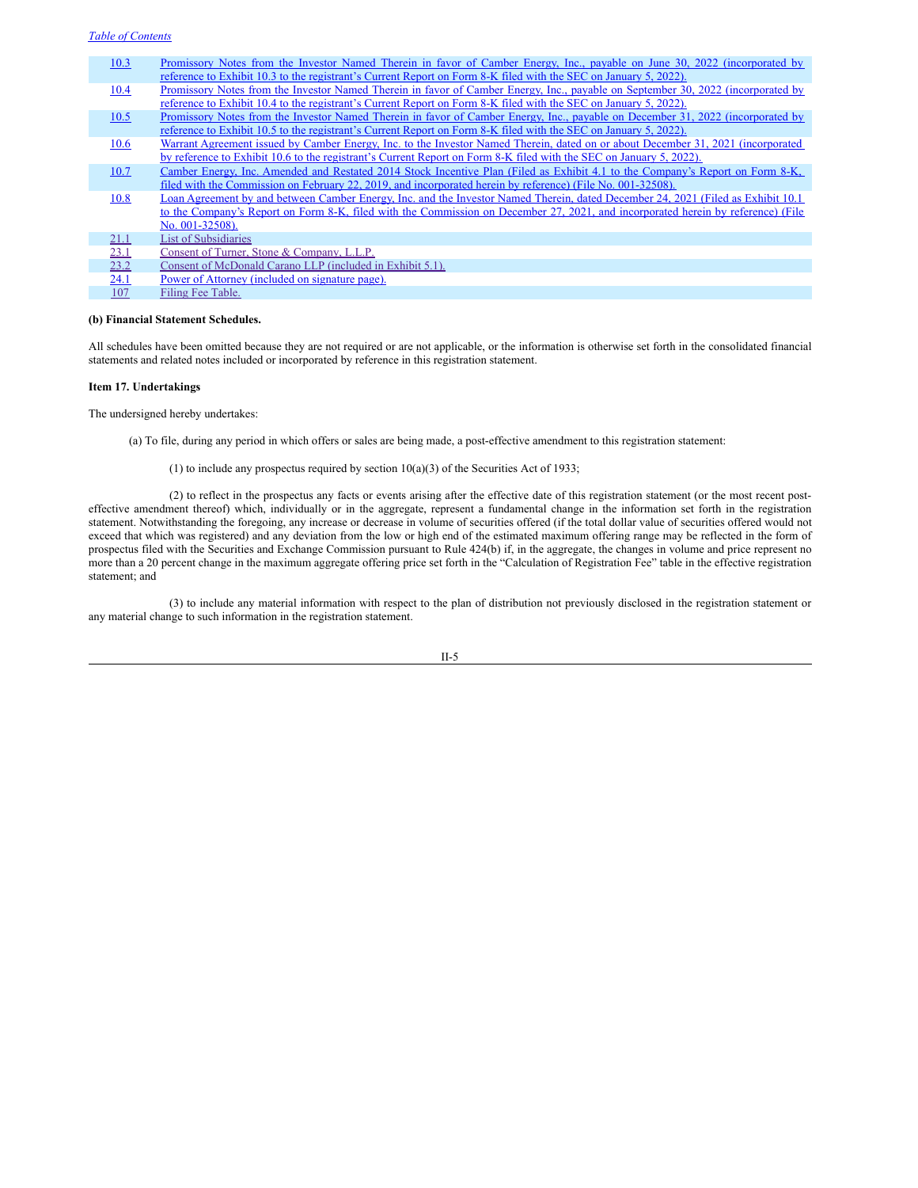| | |
|---|---|
| 10.3 | Promissory Notes from the Investor Named Therein in favor of Camber Energy, Inc., payable on June 30, 2022 (incorporated by reference to Exhibit 10.3 to the registrant's Current Report on Form 8-K filed with the SEC on January 5, 2022). |
| 10.4 | Promissory Notes from the Investor Named Therein in favor of Camber Energy, Inc., payable on September 30, 2022 (incorporated by reference to Exhibit 10.4 to the registrant's Current Report on Form 8-K filed with the SEC on January 5, 2022). |
| 10.5 | Promissory Notes from the Investor Named Therein in favor of Camber Energy, Inc., payable on December 31, 2022 (incorporated by reference to Exhibit 10.5 to the registrant's Current Report on Form 8-K filed with the SEC on January 5, 2022). |
| 10.6 | Warrant Agreement issued by Camber Energy, Inc. to the Investor Named Therein, dated on or about December 31, 2021 (incorporated by reference to Exhibit 10.6 to the registrant's Current Report on Form 8-K filed with the SEC on January 5, 2022). |
| 10.7 | Camber Energy, Inc. Amended and Restated 2014 Stock Incentive Plan (Filed as Exhibit 4.1 to the Company's Report on Form 8-K, filed with the Commission on February 22, 2019, and incorporated herein by reference) (File No. 001-32508). |
| 10.8 | Loan Agreement by and between Camber Energy, Inc. and the Investor Named Therein, dated December 24, 2021 (Filed as Exhibit 10.1 to the Company's Report on Form 8-K, filed with the Commission on December 27, 2021, and incorporated herein by reference) (File No. 001-32508). |
| 21.1 | List of Subsidiaries |
| 23.1 | Consent of Turner, Stone & Company, L.L.P. |
| 23.2 | Consent of McDonald Carano LLP (included in Exhibit 5.1). |
| 24.1 | Power of Attorney (included on signature page). |
| 107 | Filing Fee Table. |

**(b) Financial Statement Schedules.**

All schedules have been omitted because they are not required or are not applicable, or the information is otherwise set forth in the consolidated financial statements and related notes included or incorporated by reference in this registration statement.

**Item 17. Undertakings**

The undersigned hereby undertakes:

(a) To file, during any period in which offers or sales are being made, a post-effective amendment to this registration statement:

(1) to include any prospectus required by section 10(a)(3) of the Securities Act of 1933;

(2) to reflect in the prospectus any facts or events arising after the effective date of this registration statement (or the most recent post-effective amendment thereof) which, individually or in the aggregate, represent a fundamental change in the information set forth in the registration statement. Notwithstanding the foregoing, any increase or decrease in volume of securities offered (if the total dollar value of securities offered would not exceed that which was registered) and any deviation from the low or high end of the estimated maximum offering range may be reflected in the form of prospectus filed with the Securities and Exchange Commission pursuant to Rule 424(b) if, in the aggregate, the changes in volume and price represent no more than a 20 percent change in the maximum aggregate offering price set forth in the "Calculation of Registration Fee" table in the effective registration statement; and

(3) to include any material information with respect to the plan of distribution not previously disclosed in the registration statement or any material change to such information in the registration statement.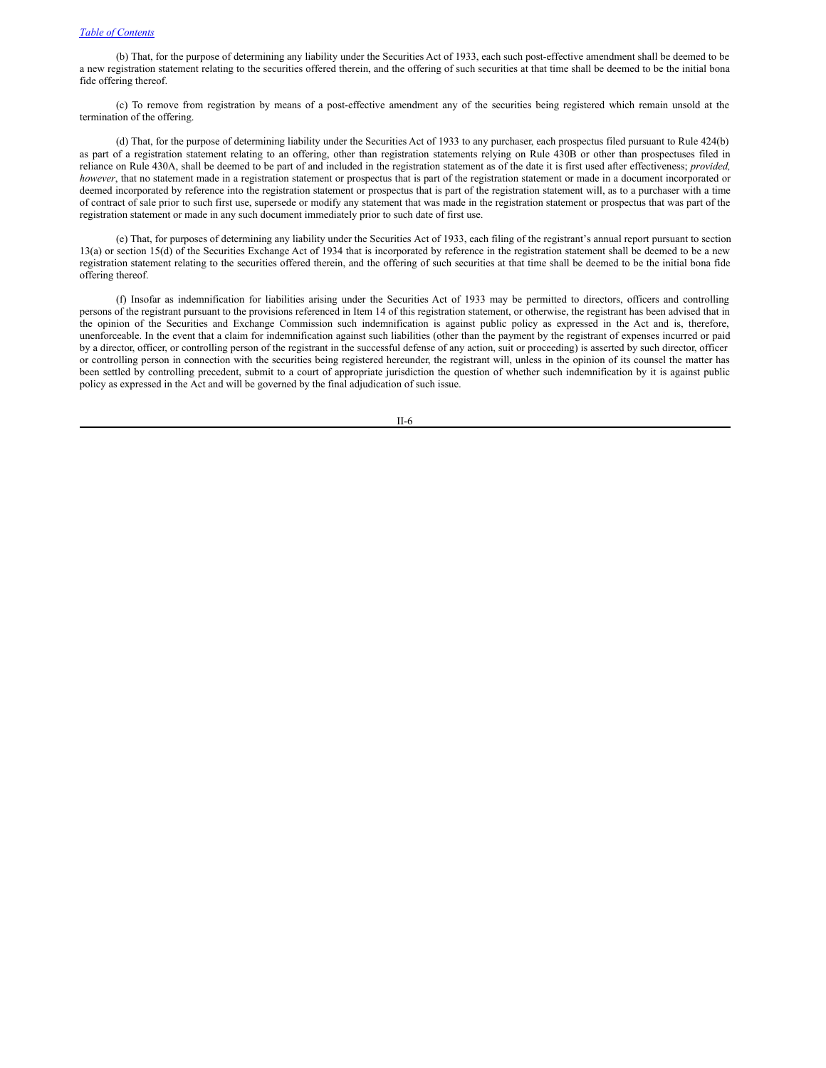(b) That, for the purpose of determining any liability under the Securities Act of 1933, each such post-effective amendment shall be deemed to be a new registration statement relating to the securities offered therein, and the offering of such securities at that time shall be deemed to be the initial bona fide offering thereof.

(c) To remove from registration by means of a post-effective amendment any of the securities being registered which remain unsold at the termination of the offering.

(d) That, for the purpose of determining liability under the Securities Act of 1933 to any purchaser, each prospectus filed pursuant to Rule 424(b) as part of a registration statement relating to an offering, other than registration statements relying on Rule 430B or other than prospectuses filed in reliance on Rule 430A, shall be deemed to be part of and included in the registration statement as of the date it is first used after effectiveness; *provided, however*, that no statement made in a registration statement or prospectus that is part of the registration statement or made in a document incorporated or deemed incorporated by reference into the registration statement or prospectus that is part of the registration statement will, as to a purchaser with a time of contract of sale prior to such first use, supersede or modify any statement that was made in the registration statement or prospectus that was part of the registration statement or made in any such document immediately prior to such date of first use.

(e) That, for purposes of determining any liability under the Securities Act of 1933, each filing of the registrant's annual report pursuant to section 13(a) or section 15(d) of the Securities Exchange Act of 1934 that is incorporated by reference in the registration statement shall be deemed to be a new registration statement relating to the securities offered therein, and the offering of such securities at that time shall be deemed to be the initial bona fide offering thereof.

(f) Insofar as indemnification for liabilities arising under the Securities Act of 1933 may be permitted to directors, officers and controlling persons of the registrant pursuant to the provisions referenced in Item 14 of this registration statement, or otherwise, the registrant has been advised that in the opinion of the Securities and Exchange Commission such indemnification is against public policy as expressed in the Act and is, therefore, unenforceable. In the event that a claim for indemnification against such liabilities (other than the payment by the registrant of expenses incurred or paid by a director, officer, or controlling person of the registrant in the successful defense of any action, suit or proceeding) is asserted by such director, officer or controlling person in connection with the securities being registered hereunder, the registrant will, unless in the opinion of its counsel the matter has been settled by controlling precedent, submit to a court of appropriate jurisdiction the question of whether such indemnification by it is against public policy as expressed in the Act and will be governed by the final adjudication of such issue.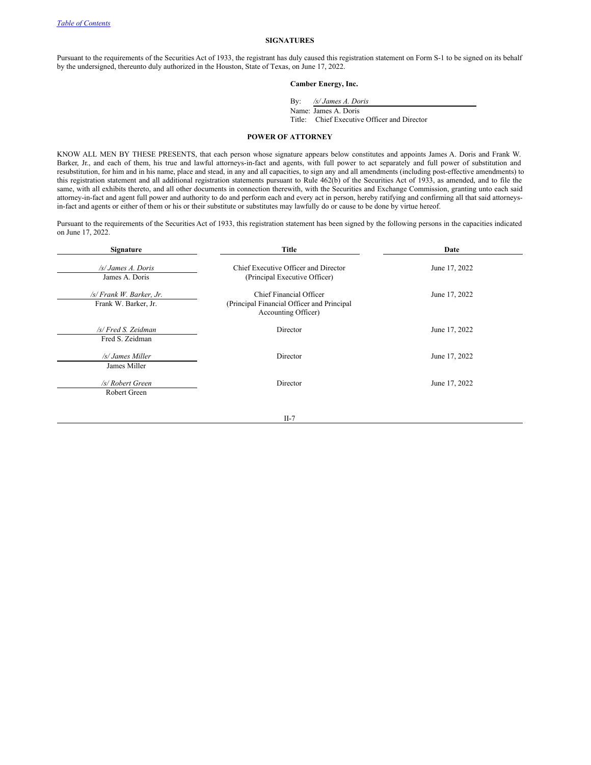[Table of Contents](#)

## SIGNATURES

Pursuant to the requirements of the Securities Act of 1933, the registrant has duly caused this registration statement on Form S-1 to be signed on its behalf by the undersigned, thereunto duly authorized in the Houston, State of Texas, on June 17, 2022.

**Camber Energy, Inc.**

By: */s/ James A. Doris*
Name: James A. Doris
Title: Chief Executive Officer and Director

## POWER OF ATTORNEY

KNOW ALL MEN BY THESE PRESENTS, that each person whose signature appears below constitutes and appoints James A. Doris and Frank W. Barker, Jr., and each of them, his true and lawful attorneys-in-fact and agents, with full power to act separately and full power of substitution and resubstitution, for him and in his name, place and stead, in any and all capacities, to sign any and all amendments (including post-effective amendments) to this registration statement and all additional registration statements pursuant to Rule 462(b) of the Securities Act of 1933, as amended, and to file the same, with all exhibits thereto, and all other documents in connection therewith, with the Securities and Exchange Commission, granting unto each said attorney-in-fact and agent full power and authority to do and perform each and every act in person, hereby ratifying and confirming all that said attorneys-in-fact and agents or either of them or his or their substitute or substitutes may lawfully do or cause to be done by virtue hereof.

Pursuant to the requirements of the Securities Act of 1933, this registration statement has been signed by the following persons in the capacities indicated on June 17, 2022.

| Signature | Title | Date |
|---|---|---|
| */s/ James A. Doris*<br>James A. Doris | Chief Executive Officer and Director<br>(Principal Executive Officer) | June 17, 2022 |
| */s/ Frank W. Barker, Jr.*<br>Frank W. Barker, Jr. | Chief Financial Officer<br>(Principal Financial Officer and Principal Accounting Officer) | June 17, 2022 |
| */s/ Fred S. Zeidman*<br>Fred S. Zeidman | Director | June 17, 2022 |
| */s/ James Miller*<br>James Miller | Director | June 17, 2022 |
| */s/ Robert Green*<br>Robert Green | Director | June 17, 2022 |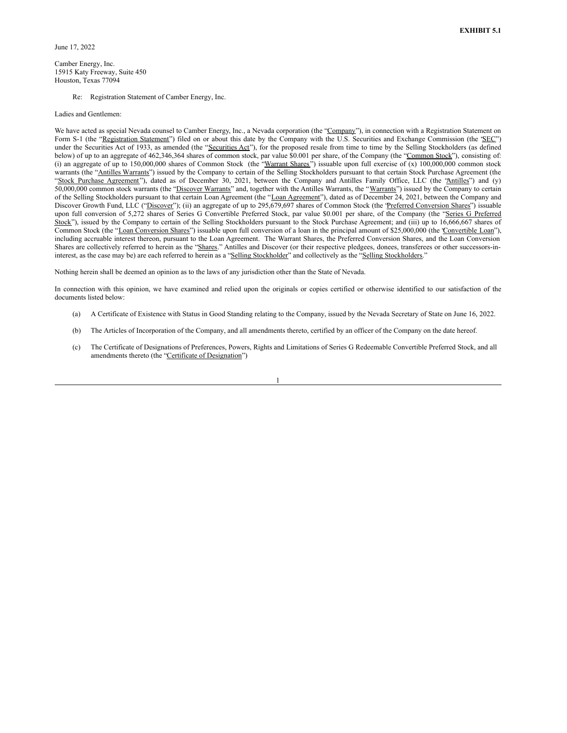**EXHIBIT 5.1**

June 17, 2022

Camber Energy, Inc.
15915 Katy Freeway, Suite 450
Houston, Texas 77094

Re: Registration Statement of Camber Energy, Inc.

Ladies and Gentlemen:

We have acted as special Nevada counsel to Camber Energy, Inc., a Nevada corporation (the "Company"), in connection with a Registration Statement on Form S-1 (the "Registration Statement") filed on or about this date by the Company with the U.S. Securities and Exchange Commission (the "SEC") under the Securities Act of 1933, as amended (the "Securities Act"), for the proposed resale from time to time by the Selling Stockholders (as defined below) of up to an aggregate of 462,346,364 shares of common stock, par value $0.001 per share, of the Company (the "Common Stock"), consisting of: (i) an aggregate of up to 150,000,000 shares of Common Stock (the "Warrant Shares") issuable upon full exercise of (x) 100,000,000 common stock warrants (the "Antilles Warrants") issued by the Company to certain of the Selling Stockholders pursuant to that certain Stock Purchase Agreement (the "Stock Purchase Agreement"), dated as of December 30, 2021, between the Company and Antilles Family Office, LLC (the "Antilles") and (y) 50,000,000 common stock warrants (the "Discover Warrants" and, together with the Antilles Warrants, the "Warrants") issued by the Company to certain of the Selling Stockholders pursuant to that certain Loan Agreement (the "Loan Agreement"), dated as of December 24, 2021, between the Company and Discover Growth Fund, LLC ("Discover"); (ii) an aggregate of up to 295,679,697 shares of Common Stock (the "Preferred Conversion Shares") issuable upon full conversion of 5,272 shares of Series G Convertible Preferred Stock, par value $0.001 per share, of the Company (the "Series G Preferred Stock"), issued by the Company to certain of the Selling Stockholders pursuant to the Stock Purchase Agreement; and (iii) up to 16,666,667 shares of Common Stock (the "Loan Conversion Shares") issuable upon full conversion of a loan in the principal amount of $25,000,000 (the "Convertible Loan"), including accruable interest thereon, pursuant to the Loan Agreement. The Warrant Shares, the Preferred Conversion Shares, and the Loan Conversion Shares are collectively referred to herein as the "Shares." Antilles and Discover (or their respective pledgees, donees, transferees or other successors-in-interest, as the case may be) are each referred to herein as a "Selling Stockholder" and collectively as the "Selling Stockholders."

Nothing herein shall be deemed an opinion as to the laws of any jurisdiction other than the State of Nevada.

In connection with this opinion, we have examined and relied upon the originals or copies certified or otherwise identified to our satisfaction of the documents listed below:

(a) A Certificate of Existence with Status in Good Standing relating to the Company, issued by the Nevada Secretary of State on June 16, 2022.

(b) The Articles of Incorporation of the Company, and all amendments thereto, certified by an officer of the Company on the date hereof.

(c) The Certificate of Designations of Preferences, Powers, Rights and Limitations of Series G Redeemable Convertible Preferred Stock, and all amendments thereto (the "Certificate of Designation")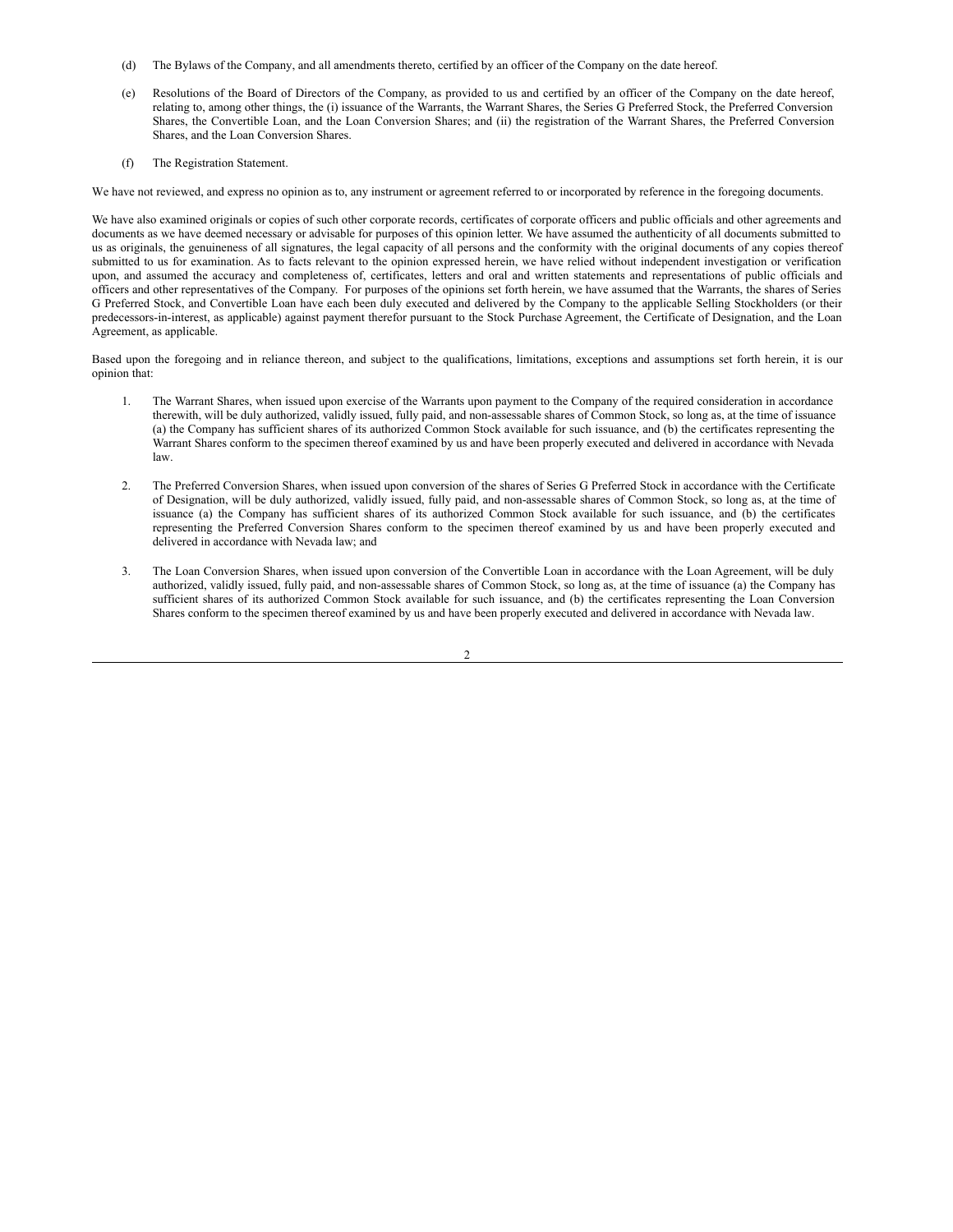(d) The Bylaws of the Company, and all amendments thereto, certified by an officer of the Company on the date hereof.

(e) Resolutions of the Board of Directors of the Company, as provided to us and certified by an officer of the Company on the date hereof, relating to, among other things, the (i) issuance of the Warrants, the Warrant Shares, the Series G Preferred Stock, the Preferred Conversion Shares, the Convertible Loan, and the Loan Conversion Shares; and (ii) the registration of the Warrant Shares, the Preferred Conversion Shares, and the Loan Conversion Shares.

(f) The Registration Statement.

We have not reviewed, and express no opinion as to, any instrument or agreement referred to or incorporated by reference in the foregoing documents.

We have also examined originals or copies of such other corporate records, certificates of corporate officers and public officials and other agreements and documents as we have deemed necessary or advisable for purposes of this opinion letter. We have assumed the authenticity of all documents submitted to us as originals, the genuineness of all signatures, the legal capacity of all persons and the conformity with the original documents of any copies thereof submitted to us for examination. As to facts relevant to the opinion expressed herein, we have relied without independent investigation or verification upon, and assumed the accuracy and completeness of, certificates, letters and oral and written statements and representations of public officials and officers and other representatives of the Company. For purposes of the opinions set forth herein, we have assumed that the Warrants, the shares of Series G Preferred Stock, and Convertible Loan have each been duly executed and delivered by the Company to the applicable Selling Stockholders (or their predecessors-in-interest, as applicable) against payment therefor pursuant to the Stock Purchase Agreement, the Certificate of Designation, and the Loan Agreement, as applicable.

Based upon the foregoing and in reliance thereon, and subject to the qualifications, limitations, exceptions and assumptions set forth herein, it is our opinion that:

1. The Warrant Shares, when issued upon exercise of the Warrants upon payment to the Company of the required consideration in accordance therewith, will be duly authorized, validly issued, fully paid, and non-assessable shares of Common Stock, so long as, at the time of issuance (a) the Company has sufficient shares of its authorized Common Stock available for such issuance, and (b) the certificates representing the Warrant Shares conform to the specimen thereof examined by us and have been properly executed and delivered in accordance with Nevada law.

2. The Preferred Conversion Shares, when issued upon conversion of the shares of Series G Preferred Stock in accordance with the Certificate of Designation, will be duly authorized, validly issued, fully paid, and non-assessable shares of Common Stock, so long as, at the time of issuance (a) the Company has sufficient shares of its authorized Common Stock available for such issuance, and (b) the certificates representing the Preferred Conversion Shares conform to the specimen thereof examined by us and have been properly executed and delivered in accordance with Nevada law; and

3. The Loan Conversion Shares, when issued upon conversion of the Convertible Loan in accordance with the Loan Agreement, will be duly authorized, validly issued, fully paid, and non-assessable shares of Common Stock, so long as, at the time of issuance (a) the Company has sufficient shares of its authorized Common Stock available for such issuance, and (b) the certificates representing the Loan Conversion Shares conform to the specimen thereof examined by us and have been properly executed and delivered in accordance with Nevada law.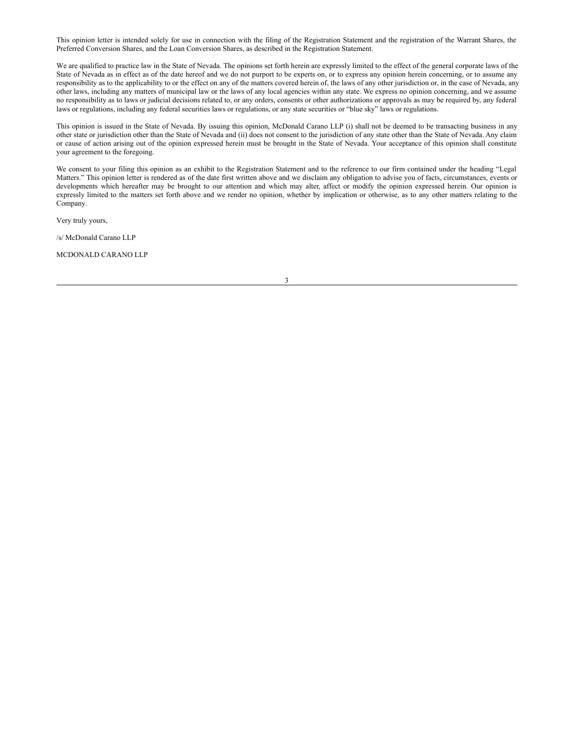This opinion letter is intended solely for use in connection with the filing of the Registration Statement and the registration of the Warrant Shares, the Preferred Conversion Shares, and the Loan Conversion Shares, as described in the Registration Statement.

We are qualified to practice law in the State of Nevada. The opinions set forth herein are expressly limited to the effect of the general corporate laws of the State of Nevada as in effect as of the date hereof and we do not purport to be experts on, or to express any opinion herein concerning, or to assume any responsibility as to the applicability to or the effect on any of the matters covered herein of, the laws of any other jurisdiction or, in the case of Nevada, any other laws, including any matters of municipal law or the laws of any local agencies within any state. We express no opinion concerning, and we assume no responsibility as to laws or judicial decisions related to, or any orders, consents or other authorizations or approvals as may be required by, any federal laws or regulations, including any federal securities laws or regulations, or any state securities or "blue sky" laws or regulations.

This opinion is issued in the State of Nevada. By issuing this opinion, McDonald Carano LLP (i) shall not be deemed to be transacting business in any other state or jurisdiction other than the State of Nevada and (ii) does not consent to the jurisdiction of any state other than the State of Nevada. Any claim or cause of action arising out of the opinion expressed herein must be brought in the State of Nevada. Your acceptance of this opinion shall constitute your agreement to the foregoing.

We consent to your filing this opinion as an exhibit to the Registration Statement and to the reference to our firm contained under the heading "Legal Matters." This opinion letter is rendered as of the date first written above and we disclaim any obligation to advise you of facts, circumstances, events or developments which hereafter may be brought to our attention and which may alter, affect or modify the opinion expressed herein. Our opinion is expressly limited to the matters set forth above and we render no opinion, whether by implication or otherwise, as to any other matters relating to the Company.

Very truly yours,

/s/ McDonald Carano LLP

MCDONALD CARANO LLP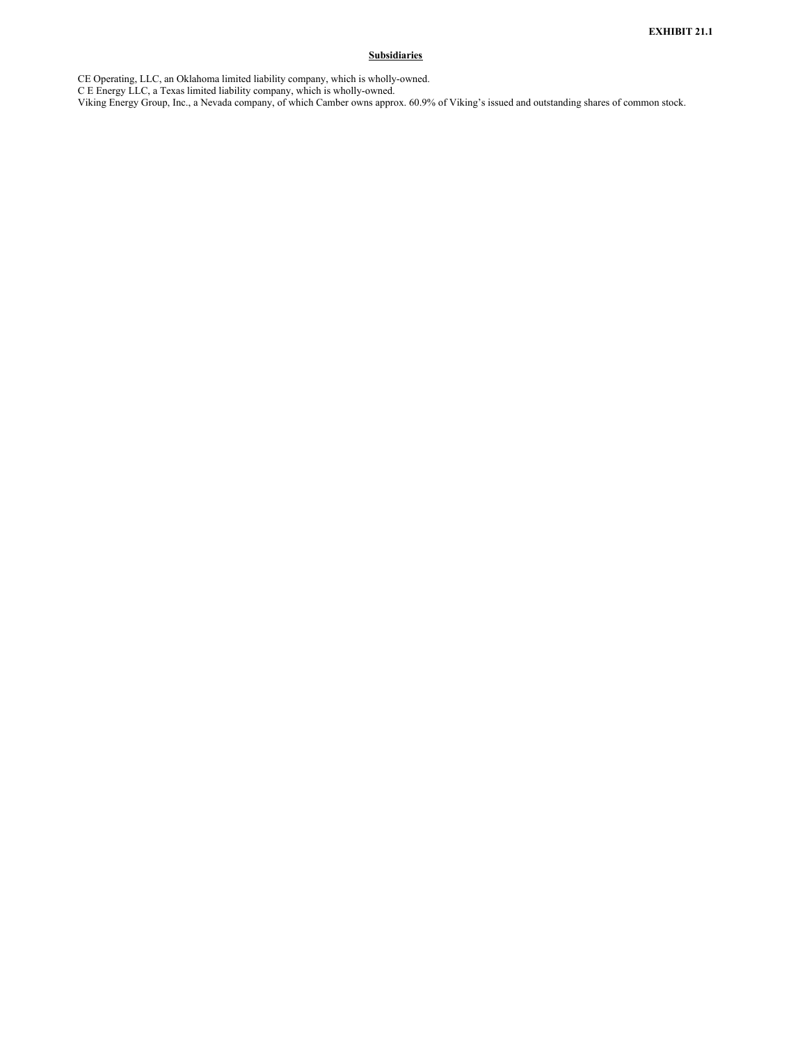**EXHIBIT 21.1**

**Subsidiaries**

CE Operating, LLC, an Oklahoma limited liability company, which is wholly-owned.
C E Energy LLC, a Texas limited liability company, which is wholly-owned.
Viking Energy Group, Inc., a Nevada company, of which Camber owns approx. 60.9% of Viking's issued and outstanding shares of common stock.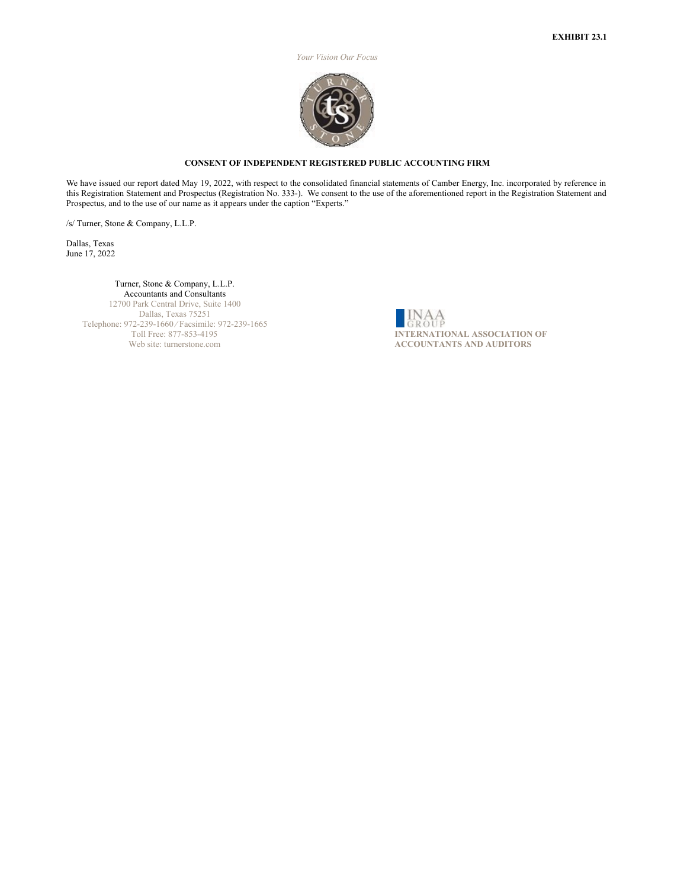**EXHIBIT 23.1**

*Your Vision Our Focus*

**CONSENT OF INDEPENDENT REGISTERED PUBLIC ACCOUNTING FIRM**

We have issued our report dated May 19, 2022, with respect to the consolidated financial statements of Camber Energy, Inc. incorporated by reference in this Registration Statement and Prospectus (Registration No. 333-). We consent to the use of the aforementioned report in the Registration Statement and Prospectus, and to the use of our name as it appears under the caption "Experts."

/s/ Turner, Stone & Company, L.L.P.

Dallas, Texas
June 17, 2022

Turner, Stone & Company, L.L.P.
Accountants and Consultants
12700 Park Central Drive, Suite 1400
Dallas, Texas 75251
Telephone: 972-239-1660 / Facsimile: 972-239-1665
Toll Free: 877-853-4195
Web site: turnerstone.com

INAA GROUP
**INTERNATIONAL ASSOCIATION OF ACCOUNTANTS AND AUDITORS**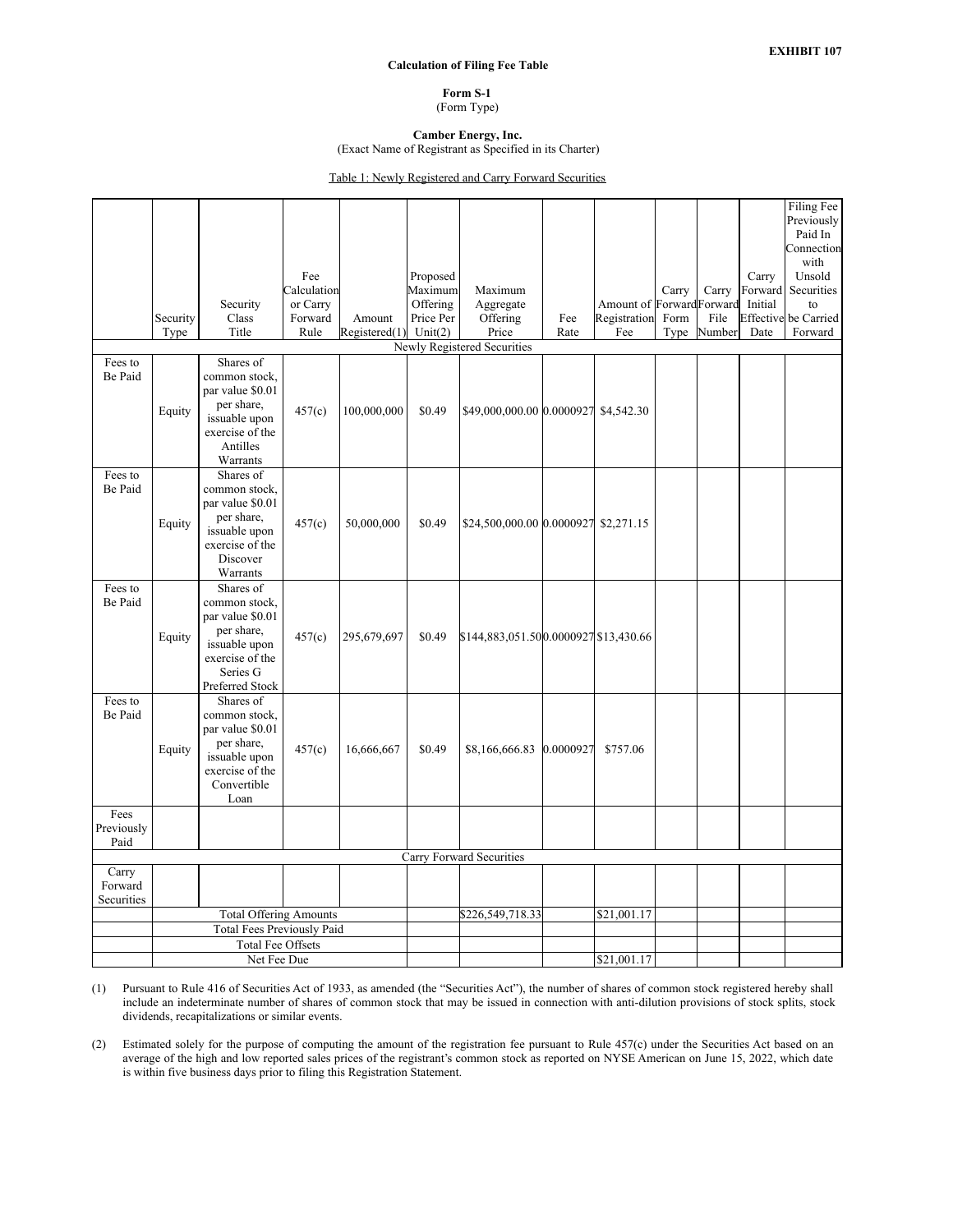**EXHIBIT 107**

**Calculation of Filing Fee Table**

**Form S-1**
(Form Type)

**Camber Energy, Inc.**
(Exact Name of Registrant as Specified in its Charter)

Table 1: Newly Registered and Carry Forward Securities

| | Security Type | Security Class Title | Fee Calculation or Carry Forward Rule | Amount Registered(1) | Proposed Maximum Offering Price Per Unit(2) | Maximum Aggregate Offering Price | Fee Rate | Amount of Registration Fee | Carry Forward Form Type | Carry Forward File Number | Carry Forward Initial Effective Date | Filing Fee Previously Paid In Connection with Unsold Securities to be Carried Forward |
|---|---|---|---|---|---|---|---|---|---|---|---|---|
| Newly Registered Securities | | | | | | | | | | | | |
| Fees to Be Paid | Equity | Shares of common stock, par value $0.01 per share, issuable upon exercise of the Antilles Warrants | 457(c) | 100,000,000 | $0.49 | $49,000,000.00 | 0.0000927 | $4,542.30 | | | | |
| Fees to Be Paid | Equity | Shares of common stock, par value $0.01 per share, issuable upon exercise of the Discover Warrants | 457(c) | 50,000,000 | $0.49 | $24,500,000.00 | 0.0000927 | $2,271.15 | | | | |
| Fees to Be Paid | Equity | Shares of common stock, par value $0.01 per share, issuable upon exercise of the Series G Preferred Stock | 457(c) | 295,679,697 | $0.49 | $144,883,051.50 | 0.0000927 | $13,430.66 | | | | |
| Fees to Be Paid | Equity | Shares of common stock, par value $0.01 per share, issuable upon exercise of the Convertible Loan | 457(c) | 16,666,667 | $0.49 | $8,166,666.83 | 0.0000927 | $757.06 | | | | |
| Fees Previously Paid | | | | | | | | | | | | |
| Carry Forward Securities | | | | | | | | | | | | |
| Carry Forward Securities | | | | | | | | | | | | |
| | Total Offering Amounts | | | | | $226,549,718.33 | | $21,001.17 | | | | |
| | Total Fees Previously Paid | | | | | | | | | | | |
| | Total Fee Offsets | | | | | | | | | | | |
| | Net Fee Due | | | | | | | $21,001.17 | | | | |

(1) Pursuant to Rule 416 of Securities Act of 1933, as amended (the "Securities Act"), the number of shares of common stock registered hereby shall include an indeterminate number of shares of common stock that may be issued in connection with anti-dilution provisions of stock splits, stock dividends, recapitalizations or similar events.

(2) Estimated solely for the purpose of computing the amount of the registration fee pursuant to Rule 457(c) under the Securities Act based on an average of the high and low reported sales prices of the registrant's common stock as reported on NYSE American on June 15, 2022, which date is within five business days prior to filing this Registration Statement.